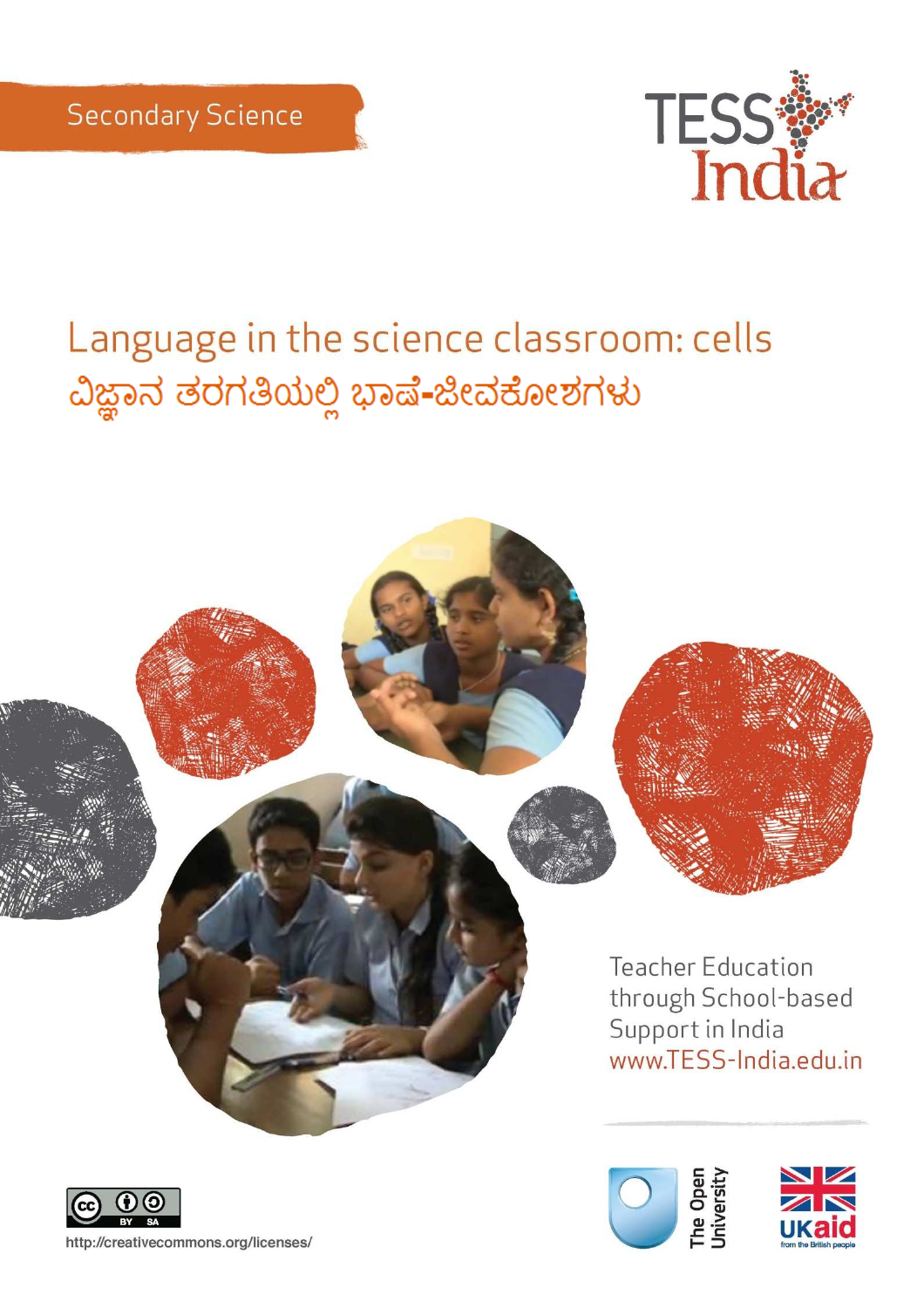Secondary Science

# Language in the science classroom: cells

# ವಿಜ್ಞಾನ ತರಗತಿಯಲ್ಲಿ ಭಾಷೆ-ಜೀವಕೋಶಗಳು

Teacher Education through School-based Support in India

www.TESS-India.edu.in

http://creativecommons.org/licenses/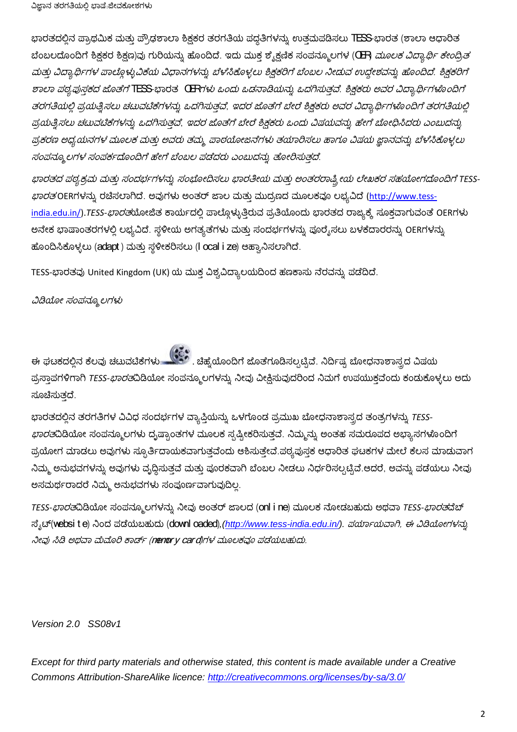ಭಾರತದಲ್ಲಿನ ಪ್ರಾಥಮಿಕ ಮತ್ತು ಪ್ರೌಢಶಾಲಾ ಶಿಕ್ಷಕರ ತರಗತಿಯ ಪದ್ಧತಿಗಳನ್ನು ಉತ್ತಮಪಡಿಸಲು TESS-ಭಾರತ (ಶಾಲಾ ಆಧಾರಿತ ಬೆಂಬಲದೊಂದಿಗೆ ಶಿಕ್ಷಕರ ಶಿಕ್ಷಣ)ವು ಗುರಿಯನ್ನು ಹೊಂದಿದೆ. ಇದು ಮುಕ್ತ ಶೈಕ್ಷಣಿಕ ಸಂಪನ್ಮೂಲಗಳ (OER) *ಮೂಲಕ ವಿದ್ಯಾರ್ಥಿ ಕೇಂದ್ರಿತ ಮತ್ತು ವಿದ್ಯಾರ್ಥಿಗಳ ಪಾಲ್ಗೊಳ್ಳುವಿಕೆಯ ವಿಧಾನಗಳನ್ನು ಬೆಳೆಸಿಕೊಳ್ಳಲು ಶಿಕ್ಷಕರಿಗೆ ಬೆಂಬಲ ನೀಡುವ ಉದ್ದೇಶವನ್ನು ಹೊಂದಿದೆ. ಶಿಕ್ಷಕರಿಗೆ ಶಾಲಾ ಪಠ್ಯಪುಸ್ತಕದ ಜೊತೆಗೆ* TESS-ಭಾರತ OERಗ*ಳು ಒಂದು ಒಡನಾಡಿಯನ್ನು ಒದಗಿಸುತ್ತವೆ. ಶಿಕ್ಷಕರು ಅವರ ವಿದ್ಯಾರ್ಥಿಗಳೊಂದಿಗೆ ತರಗತಿಯಲ್ಲಿ ಪ್ರಯತ್ನಿಸಲು ಚಟುವಟಿಕೆಗಳನ್ನು ಒದಗಿಸುತ್ತವೆ, ಇದರ ಜೊತೆಗೆ ಬೇರೆ ಶಿಕ್ಷಕರು ಅವರ ವಿದ್ಯಾರ್ಥಿಗಳೊಂದಿಗೆ ತರಗತಿಯಲ್ಲಿ ಪ್ರಯತ್ನಿಸಲು ಚಟುವಟಿಕೆಗಳನ್ನು ಒದಗಿಸುತ್ತವೆ, ಇದರ ಜೊತೆಗೆ ಬೇರೆ ಶಿಕ್ಷಕರು ಒಂದು ವಿಷಯವನ್ನು ಹೇಗೆ ಬೋಧಿಸಿದರು ಎಂಬುದನ್ನು ಪ್ರಕರಣ ಅಧ್ಯಯನಗಳ ಮೂಲಕ ಮತ್ತು ಅವರು ತಮ್ಮ ಪಾಠಯೋಜನೆಗಳು ತಯಾರಿಸಲು ಹಾಗೂ ವಿಷಯ ಜ್ಞಾನವನ್ನು ಬೆಳೆಸಿಕೊಳ್ಳಲು ಸಂಪನ್ಮೂಲಗಳ ಸಂಪರ್ಕದೊಂದಿಗೆ ಹೇಗೆ ಬೆಂಬಲ ಪಡೆದರು ಎಂಬುದನ್ನು ತೋರಿಸುತ್ತದೆ.*

*ಭಾರತದ ಪಠ್ಯಕ್ರಮ ಮತ್ತು ಸಂದರ್ಭಗಳನ್ನು ಸಂಭೋದಿಸಲು ಭಾರತೀಯ ಮತ್ತು ಅಂತರರಾಷ್ಟ್ರೀಯ ಲೇಖಕರ ಸಹಯೋಗದೊಂದಿಗೆ TESS-ಭಾರತ* OERಗಳನ್ನು ರಚಿಸಲಾಗಿದೆ. ಅವುಗಳು ಅಂತರ್ ಜಾಲ ಮತ್ತು ಮುದ್ರಣದ ಮೂಲಕವೂ ಲಭ್ಯವಿದೆ (http://www.tess-india.edu.in/).*TESS-ಭಾರತ*ಯೋಜಿತ ಕಾರ್ಯದಲ್ಲಿ ಪಾಲ್ಗೊಳ್ಳುತ್ತಿರುವ ಪ್ರತಿಯೊಂದು ಭಾರತದ ರಾಜ್ಯಕ್ಕೆ ಸೂಕ್ತವಾಗುವಂತೆ OERಗಳು ಅನೇಕ ಭಾಷಾಂತರಗಳಲ್ಲಿ ಲಭ್ಯವಿದೆ. ಸ್ಥಳೀಯ ಅಗತ್ಯತೆಗಳು ಮತ್ತು ಸಂದರ್ಭಗಳನ್ನು ಪೂರೈಸಲು ಬಳಕೆದಾರರನ್ನು OERಗಳನ್ನು ಹೊಂದಿಸಿಕೊಳ್ಳಲು (adapt) ಮತ್ತು ಸ್ಥಳೀಕರಿಸಲು (localize) ಆಹ್ವಾನಿಸಲಾಗಿದೆ.

TESS-ಭಾರತವು United Kingdom (UK) ಯ ಮುಕ್ತ ವಿಶ್ವವಿದ್ಯಾಲಯದಿಂದ ಹಣಕಾಸು ನೆರವನ್ನು ಪಡೆದಿದೆ.

*ವಿಡಿಯೋ ಸಂಪನ್ಮೂಲಗಳು*

ಈ ಘಟಕದಲ್ಲಿನ ಕೆಲವು ಚಟುವಟಿಕೆಗಳು . ಚಿಹ್ನೆಯೊಂದಿಗೆ ಜೊತೆಗೂಡಿಸಲ್ಪಟ್ಟಿವೆ. ನಿರ್ದಿಷ್ಟ ಬೋಧನಾಶಾಸ್ತ್ರದ ವಿಷಯ ಪ್ರಸ್ತಾಪಗಳಿಗಾಗಿ *TESS-ಭಾರತ*ವಿಡಿಯೋ ಸಂಪನ್ಮೂಲಗಳನ್ನು ನೀವು ವೀಕ್ಷಿಸುವುದರಿಂದ ನಿಮಗೆ ಉಪಯುಕ್ತವೆಂದು ಕಂಡುಕೊಳ್ಳಲು ಅದು ಸೂಚಿಸುತ್ತದೆ.

ಭಾರತದಲ್ಲಿನ ತರಗತಿಗಳ ವಿವಿಧ ಸಂದರ್ಭಗಳ ವ್ಯಾಪ್ತಿಯನ್ನು ಒಳಗೊಂಡ ಪ್ರಮುಖ ಬೋಧನಾಶಾಸ್ತ್ರದ ತಂತ್ರಗಳನ್ನು *TESS-ಭಾರತ*ವಿಡಿಯೋ ಸಂಪನ್ಮೂಲಗಳು ದೃಷ್ಟಾಂತಗಳ ಮೂಲಕ ಸ್ಪಷ್ಟೀಕರಿಸುತ್ತವೆ. ನಿಮ್ಮನ್ನು ಅಂತಹ ಸಮರೂಪದ ಅಭ್ಯಾಸಗಳೊಂದಿಗೆ ಪ್ರಯೋಗ ಮಾಡಲು ಅವುಗಳು ಸ್ಫೂರ್ತಿದಾಯಕವಾಗುತ್ತವೆಂದು ಆಶಿಸುತ್ತೇವೆ.ಪಠ್ಯಪುಸ್ತಕ ಆಧಾರಿತ ಘಟಕಗಳ ಮೇಲೆ ಕೆಲಸ ಮಾಡುವಾಗ ನಿಮ್ಮ ಅನುಭವಗಳನ್ನು ಅವುಗಳು ವೃದ್ಧಿಸುತ್ತವೆ ಮತ್ತು ಪೂರಕವಾಗಿ ಬೆಂಬಲ ನೀಡಲು ನಿರ್ಧರಿಸಲ್ಪಟ್ಟಿವೆ.ಆದರೆ, ಅವನ್ನು ಪಡೆಯಲು ನೀವು ಅಸಮರ್ಥರಾದರೆ ನಿಮ್ಮ ಅನುಭವಗಳು ಸಂಪೂರ್ಣವಾಗುವುದಿಲ್ಲ.

*TESS-ಭಾರತ*ವಿಡಿಯೋ ಸಂಪನ್ಮೂಲಗಳನ್ನು ನೀವು ಅಂತರ್ ಜಾಲದ (online) ಮೂಲಕ ನೋಡಬಹುದು ಅಥವಾ *TESS-ಭಾರತ*ವೆಬ್ ಸೈಟ್(website) ನಿಂದ ಪಡೆಯಬಹುದು (downloaded),*(http://www.tess-india.edu.in/). ಪರ್ಯಾಯವಾಗಿ, ಈ ವಿಡಿಯೋಗಳನ್ನು ನೀವು ಸಿಡಿ ಅಥವಾ ಮೆಮೊರಿ ಕಾರ್ಡ್ (memory card)ಗಳ ಮೂಲಕವೂ ಪಡೆಯಬಹುದು.*

*Version 2.0 SS08v1*

*Except for third party materials and otherwise stated, this content is made available under a Creative Commons Attribution-ShareAlike licence: http://creativecommons.org/licenses/by-sa/3.0/*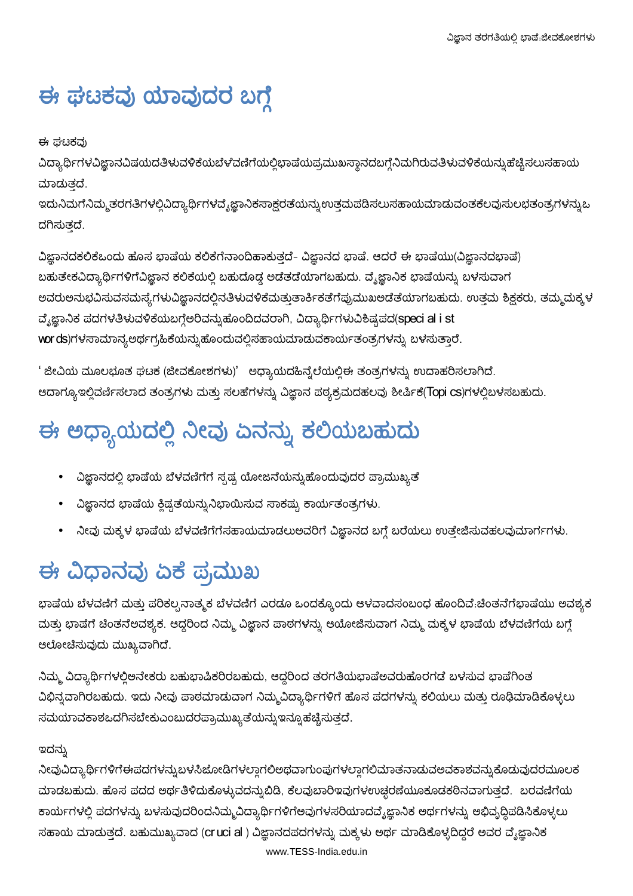# ಈ ಘಟಕವು ಯಾವುದರ ಬಗ್ಗೆ

ಈ ಘಟಕವು ವಿದ್ಯಾರ್ಥಿಗಳವಿಜ್ಞಾನವಿಷಯದತಿಳುವಳಿಕೆಯಬೆಳವಣಿಗೆಯಲ್ಲಿಭಾಷೆಯಪ್ರಮುಖಸ್ಥಾನದಬಗ್ಗೆನಿಮಗಿರುವತಿಳುವಳಿಕೆಯನ್ನುಹೆಚ್ಚಿಸಲುಸಹಾಯ ಮಾಡುತ್ತದೆ.

ಇದುನಿಮಗೆನಿಮ್ಮತರಗತಿಗಳಲ್ಲಿವಿದ್ಯಾರ್ಥಿಗಳವೈಜ್ಞಾನಿಕಸಾಕ್ಷರತೆಯನ್ನುಉತ್ತಮಪಡಿಸಲುಸಹಾಯಮಾಡುವಂತಕೆಲವುಸುಲಭತಂತ್ರಗಳನ್ನುಒದಗಿಸುತ್ತದೆ.

ವಿಜ್ಞಾನದಕಲಿಕೆಒಂದು ಹೊಸ ಭಾಷೆಯ ಕಲಿಕೆಗೆನಾಂದಿಹಾಕುತ್ತದೆ- ವಿಜ್ಞಾನದ ಭಾಷೆ. ಆದರೆ ಈ ಭಾಷೆಯು(ವಿಜ್ಞಾನದಭಾಷೆ) ಬಹುತೇಕವಿದ್ಯಾರ್ಥಿಗಳಿಗೆವಿಜ್ಞಾನ ಕಲಿಕೆಯಲ್ಲಿ ಬಹುದೊಡ್ಡ ಅಡೆತಡೆಯಾಗಬಹುದು. ವೈಜ್ಞಾನಿಕ ಭಾಷೆಯನ್ನು ಬಳಸುವಾಗ ಅವರುಅನುಭವಿಸುವಸಮಸ್ಯೆಗಳುವಿಜ್ಞಾನದಲ್ಲಿನತಿಳುವಳಿಕೆಮತ್ತುತಾರ್ಕಿಕತೆಗೆಪ್ರಮುಖಅಡೆತಡೆಯಾಗಬಹುದು. ಉತ್ತಮ ಶಿಕ್ಷಕರು, ತಮ್ಮಮಕ್ಕಳ ವೈಜ್ಞಾನಿಕ ಪದಗಳತಿಳುವಳಿಕೆಯಬಗ್ಗೆಅರಿವನ್ನುಹೊಂದಿದವರಾಗಿ, ವಿದ್ಯಾರ್ಥಿಗಳುವಿಶಿಷ್ಟಪದ(speci al i st wor ds)ಗಳಸಾಮಾನ್ಯಅರ್ಥಗ್ರಹಿಕೆಯನ್ನುಹೊಂದುವಲ್ಲಿಸಹಾಯಮಾಡುವಕಾರ್ಯತಂತ್ರಗಳನ್ನು ಬಳಸುತ್ತಾರೆ.

' ಜೀವಿಯ ಮೂಲಭೂತ ಘಟಕ (ಜೀವಕೋಶಗಳು)' ಅಧ್ಯಾಯದಹಿನ್ನೆಲೆಯಲ್ಲಿಈ ತಂತ್ರಗಳನ್ನು ಉದಾಹರಿಸಲಾಗಿದೆ. ಆದಾಗ್ಯೂಇಲ್ಲಿವರ್ಣಿಸಲಾದ ತಂತ್ರಗಳು ಮತ್ತು ಸಲಹೆಗಳನ್ನು ವಿಜ್ಞಾನ ಪಠ್ಯಕ್ರಮದಹಲವು ಶೀರ್ಷಿಕೆ(Topi cs)ಗಳಲ್ಲಿಬಳಸಬಹುದು.

# ಈ ಅಧ್ಯಾಯದಲ್ಲಿ ನೀವು ಏನನ್ನು ಕಲಿಯಬಹುದು

- ವಿಜ್ಞಾನದಲ್ಲಿ ಭಾಷೆಯ ಬೆಳವಣಿಗೆಗೆ ಸ್ಪಷ್ಟ ಯೋಜನೆಯನ್ನುಹೊಂದುವುದರ ಪ್ರಾಮುಖ್ಯತೆ
- ವಿಜ್ಞಾನದ ಭಾಷೆಯ ಕ್ಲಿಷ್ಟತೆಯನ್ನುನಿಭಾಯಿಸುವ ಸಾಕಷ್ಟು ಕಾರ್ಯತಂತ್ರಗಳು.
- ನೀವು ಮಕ್ಕಳ ಭಾಷೆಯ ಬೆಳವಣಿಗೆಗೆಸಹಾಯಮಾಡಲುಅವರಿಗೆ ವಿಜ್ಞಾನದ ಬಗ್ಗೆ ಬರೆಯಲು ಉತ್ತೇಜಿಸುವಹಲವುಮಾರ್ಗಗಳು.

# ಈ ವಿಧಾನವು ಏಕೆ ಪ್ರಮುಖ

ಭಾಷೆಯ ಬೆಳವಣಿಗೆ ಮತ್ತು ಪರಿಕಲ್ಪನಾತ್ಮಕ ಬೆಳವಣಿಗೆ ಎರಡೂ ಒಂದಕ್ಕೊಂದು ಆಳವಾದಸಂಬಂಧ ಹೊಂದಿವೆ:ಚಿಂತನೆಗೆಭಾಷೆಯು ಅವಶ್ಯಕ ಮತ್ತು ಭಾಷೆಗೆ ಚಿಂತನೆಅವಶ್ಯಕ. ಆದ್ದರಿಂದ ನಿಮ್ಮ ವಿಜ್ಞಾನ ಪಾಠಗಳನ್ನು ಆಯೋಜಿಸುವಾಗ ನಿಮ್ಮ ಮಕ್ಕಳ ಭಾಷೆಯ ಬೆಳವಣಿಗೆಯ ಬಗ್ಗೆ ಆಲೋಚಿಸುವುದು ಮುಖ್ಯವಾಗಿದೆ.

ನಿಮ್ಮ ವಿದ್ಯಾರ್ಥಿಗಳಲ್ಲಿಅನೇಕರು ಬಹುಭಾಷಿಕರಿರಬಹುದು, ಆದ್ದರಿಂದ ತರಗತಿಯಭಾಷೆಅವರುಹೊರಗಡೆ ಬಳಸುವ ಭಾಷೆಗಿಂತ ವಿಭಿನ್ನವಾಗಿರಬಹುದು. ಇದು ನೀವು ಪಾಠಮಾಡುವಾಗ ನಿಮ್ಮವಿದ್ಯಾರ್ಥಿಗಳಿಗೆ ಹೊಸ ಪದಗಳನ್ನು ಕಲಿಯಲು ಮತ್ತು ರೂಢಿಮಾಡಿಕೊಳ್ಳಲು ಸಮಯಾವಕಾಶಒದಗಿಸಬೇಕುಎಂಬುದರಪ್ರಾಮುಖ್ಯತೆಯನ್ನುಇನ್ನೂಹೆಚ್ಚಿಸುತ್ತದೆ.

ಇದನ್ನು ನೀವುವಿದ್ಯಾರ್ಥಿಗಳಿಗೆಈಪದಗಳನ್ನುಬಳಸಿಜೋಡಿಗಳಲ್ಲಾಗಲಿಅಥವಾಗುಂಪುಗಳಲ್ಲಾಗಲಿಮಾತನಾಡುವಅವಕಾಶವನ್ನುಕೊಡುವುದರಮೂಲಕ ಮಾಡಬಹುದು. ಹೊಸ ಪದದ ಅರ್ಥತಿಳಿದುಕೊಳ್ಳುವದನ್ನುಬಿಡಿ, ಕೆಲವುಬಾರಿಇವುಗಳಉಚ್ಚರಣೆಯೂಕೂಡಕಠಿನವಾಗುತ್ತದೆ. ಬರವಣಿಗೆಯ ಕಾರ್ಯಗಳಲ್ಲಿ ಪದಗಳನ್ನು ಬಳಸುವುದರಿಂದನಿಮ್ಮವಿದ್ಯಾರ್ಥಿಗಳಿಗೆಅವುಗಳಸರಿಯಾದವೈಜ್ಞಾನಿಕ ಅರ್ಥಗಳನ್ನು ಅಭಿವೃದ್ಧಿಪಡಿಸಿಕೊಳ್ಳಲು ಸಹಾಯ ಮಾಡುತ್ತದೆ. ಬಹುಮುಖ್ಯವಾದ (cr uci al ) ವಿಜ್ಞಾನದಪದಗಳನ್ನು ಮಕ್ಕಳು ಅರ್ಥ ಮಾಡಿಕೊಳ್ಳದಿದ್ದರೆ ಅವರ ವೈಜ್ಞಾನಿಕ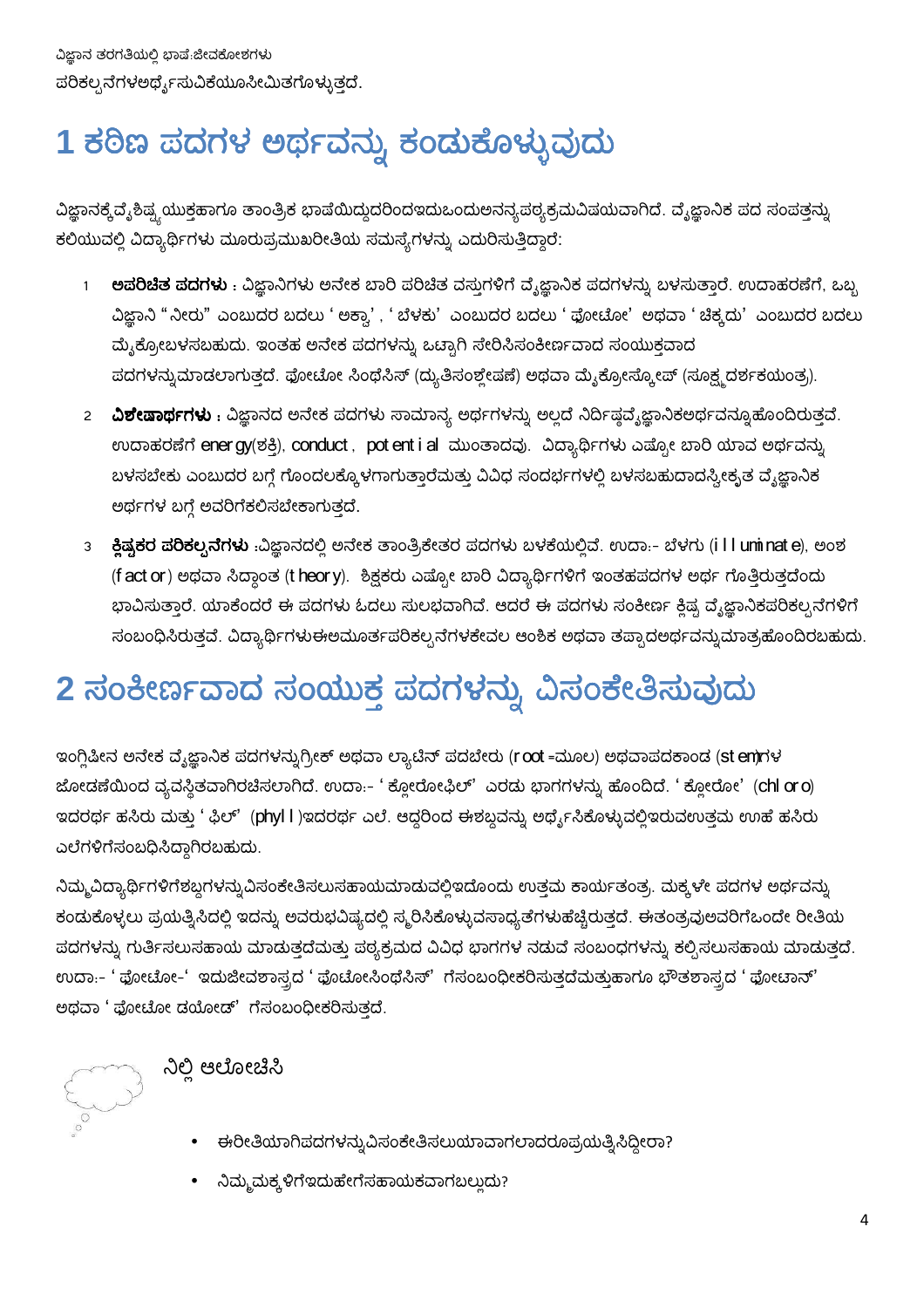ಪರಿಕಲ್ಪನೆಗಳಅರ್ಥೈಸುವಿಕೆಯೂಸೀಮಿತಗೊಳ್ಳುತ್ತದೆ.

# 1 ಕಠಿಣ ಪದಗಳ ಅರ್ಥವನ್ನು ಕಂಡುಕೊಳ್ಳುವುದು

ವಿಜ್ಞಾನಕ್ಕೆವೈಶಿಷ್ಟ್ಯಯುಕ್ತಹಾಗೂ ತಾಂತ್ರಿಕ ಭಾಷೆಯಿದ್ದುದರಿಂದಇದುಒಂದುಅನನ್ಯಪಠ್ಯಕ್ರಮವಿಷಯವಾಗಿದೆ. ವೈಜ್ಞಾನಿಕ ಪದ ಸಂಪತ್ತನ್ನು ಕಲಿಯುವಲ್ಲಿ ವಿದ್ಯಾರ್ಥಿಗಳು ಮೂರುಪ್ರಮುಖರೀತಿಯ ಸಮಸ್ಯೆಗಳನ್ನು ಎದುರಿಸುತ್ತಿದ್ದಾರೆ:

1. **ಅಪರಿಚಿತ ಪದಗಳು** : ವಿಜ್ಞಾನಿಗಳು ಅನೇಕ ಬಾರಿ ಪರಿಚಿತ ವಸ್ತುಗಳಿಗೆ ವೈಜ್ಞಾನಿಕ ಪದಗಳನ್ನು ಬಳಸುತ್ತಾರೆ. ಉದಾಹರಣೆಗೆ, ಒಬ್ಬ ವಿಜ್ಞಾನಿ "ನೀರು" ಎಂಬುದರ ಬದಲು 'ಅಕ್ವಾ', 'ಬೆಳಕು' ಎಂಬುದರ ಬದಲು 'ಫೋಟೋ' ಅಥವಾ 'ಚಿಕ್ಕದು' ಎಂಬುದರ ಬದಲು ಮೈಕ್ರೋಬಳಸಬಹುದು. ಇಂತಹ ಅನೇಕ ಪದಗಳನ್ನು ಒಟ್ಟಾಗಿ ಸೇರಿಸಿಸಂಕೀರ್ಣವಾದ ಸಂಯುಕ್ತವಾದ ಪದಗಳನ್ನುಮಾಡಲಾಗುತ್ತದೆ. ಫೋಟೋ ಸಿಂಥೆಸಿಸ್ (ದ್ಯುತಿಸಂಶ್ಲೇಷಣೆ) ಅಥವಾ ಮೈಕ್ರೋಸ್ಕೋಪ್ (ಸೂಕ್ಷ್ಮದರ್ಶಕಯಂತ್ರ).
2. **ವಿಶೇಷಾರ್ಥಗಳು** : ವಿಜ್ಞಾನದ ಅನೇಕ ಪದಗಳು ಸಾಮಾನ್ಯ ಅರ್ಥಗಳನ್ನು ಅಲ್ಲದೆ ನಿರ್ದಿಷ್ಟವೈಜ್ಞಾನಿಕಅರ್ಥವನ್ನೂಹೊಂದಿರುತ್ತವೆ. ಉದಾಹರಣೆಗೆ energy(ಶಕ್ತಿ), conduct, potential ಮುಂತಾದವು. ವಿದ್ಯಾರ್ಥಿಗಳು ಎಷ್ಟೋ ಬಾರಿ ಯಾವ ಅರ್ಥವನ್ನು ಬಳಸಬೇಕು ಎಂಬುದರ ಬಗ್ಗೆ ಗೊಂದಲಕ್ಕೊಳಗಾಗುತ್ತಾರೆಮತ್ತು ವಿವಿಧ ಸಂದರ್ಭಗಳಲ್ಲಿ ಬಳಸಬಹುದಾದಸ್ವೀಕೃತ ವೈಜ್ಞಾನಿಕ ಅರ್ಥಗಳ ಬಗ್ಗೆ ಅವರಿಗೆಕಲಿಸಬೇಕಾಗುತ್ತದೆ.
3. **ಕ್ಲಿಷ್ಟಕರ ಪರಿಕಲ್ಪನೆಗಳು** :ವಿಜ್ಞಾನದಲ್ಲಿ ಅನೇಕ ತಾಂತ್ರಿಕೇತರ ಪದಗಳು ಬಳಕೆಯಲ್ಲಿವೆ. ಉದಾ:- ಬೆಳಗು (illuminate), ಅಂಶ (factor) ಅಥವಾ ಸಿದ್ಧಾಂತ (theory). ಶಿಕ್ಷಕರು ಎಷ್ಟೋ ಬಾರಿ ವಿದ್ಯಾರ್ಥಿಗಳಿಗೆ ಇಂತಹಪದಗಳ ಅರ್ಥ ಗೊತ್ತಿರುತ್ತದೆಂದು ಭಾವಿಸುತ್ತಾರೆ. ಯಾಕೆಂದರೆ ಈ ಪದಗಳು ಓದಲು ಸುಲಭವಾಗಿವೆ. ಆದರೆ ಈ ಪದಗಳು ಸಂಕೀರ್ಣ ಕ್ಲಿಷ್ಟ ವೈಜ್ಞಾನಿಕಪರಿಕಲ್ಪನೆಗಳಿಗೆ ಸಂಬಂಧಿಸಿರುತ್ತವೆ. ವಿದ್ಯಾರ್ಥಿಗಳುಈಅಮೂರ್ತಪರಿಕಲ್ಪನೆಗಳಕೇವಲ ಆಂಶಿಕ ಅಥವಾ ತಪ್ಪಾದಅರ್ಥವನ್ನುಮಾತ್ರಹೊಂದಿರಬಹುದು.

# 2 ಸಂಕೀರ್ಣವಾದ ಸಂಯುಕ್ತ ಪದಗಳನ್ನು ವಿಸಂಕೇತಿಸುವುದು

ಇಂಗ್ಲಿಷಿನ ಅನೇಕ ವೈಜ್ಞಾನಿಕ ಪದಗಳನ್ನುಗ್ರೀಕ್ ಅಥವಾ ಲ್ಯಾಟಿನ್ ಪದಬೇರು (root =ಮೂಲ) ಅಥವಾಪದಕಾಂಡ (stem)ಗಳ ಜೋಡಣೆಯಿಂದ ವ್ಯವಸ್ಥಿತವಾಗಿರಚಿಸಲಾಗಿದೆ. ಉದಾ:- 'ಕ್ಲೋರೋಫಿಲ್' ಎರಡು ಭಾಗಗಳನ್ನು ಹೊಂದಿದೆ. 'ಕ್ಲೋರೋ' (chloro) ಇದರರ್ಥ ಹಸಿರು ಮತ್ತು 'ಫಿಲ್' (phyll)ಇದರರ್ಥ ಎಲೆ. ಆದ್ದರಿಂದ ಈಶಬ್ದವನ್ನು ಅರ್ಥೈಸಿಕೊಳ್ಳುವಲ್ಲಿಇರುವಉತ್ತಮ ಊಹೆ ಹಸಿರು ಎಲೆಗಳಿಗೆಸಂಬಧಿಸಿದ್ದಾಗಿರಬಹುದು.

ನಿಮ್ಮವಿದ್ಯಾರ್ಥಿಗಳಿಗೆಶಬ್ದಗಳನ್ನುವಿಸಂಕೇತಿಸಲುಸಹಾಯಮಾಡುವಲ್ಲಿಇದೊಂದು ಉತ್ತಮ ಕಾರ್ಯತಂತ್ರ. ಮಕ್ಕಳೇ ಪದಗಳ ಅರ್ಥವನ್ನು ಕಂಡುಕೊಳ್ಳಲು ಪ್ರಯತ್ನಿಸಿದಲ್ಲಿ ಇದನ್ನು ಅವರುಭವಿಷ್ಯದಲ್ಲಿ ಸ್ಮರಿಸಿಕೊಳ್ಳುವಸಾಧ್ಯತೆಗಳುಹೆಚ್ಚಿರುತ್ತದೆ. ಈತಂತ್ರವುಅವರಿಗೆಒಂದೇ ರೀತಿಯ ಪದಗಳನ್ನು ಗುರ್ತಿಸಲುಸಹಾಯ ಮಾಡುತ್ತದೆಮತ್ತು ಪಠ್ಯಕ್ರಮದ ವಿವಿಧ ಭಾಗಗಳ ನಡುವೆ ಸಂಬಂಧಗಳನ್ನು ಕಲ್ಪಿಸಲುಸಹಾಯ ಮಾಡುತ್ತದೆ. ಉದಾ:- 'ಫೋಟೋ-' ಇದುಜೀವಶಾಸ್ತ್ರದ 'ಫೋಟೋಸಿಂಥೆಸಿಸ್' ಗೆಸಂಬಂಧೀಕರಿಸುತ್ತದೆಮತ್ತುಹಾಗೂ ಭೌತಶಾಸ್ತ್ರದ 'ಫೋಟಾನ್' ಅಥವಾ 'ಫೋಟೋ ಡಯೋಡ್' ಗೆಸಂಬಂಧೀಕರಿಸುತ್ತದೆ.

## ನಿಲ್ಲಿ ಆಲೋಚಿಸಿ

- ಈರೀತಿಯಾಗಿಪದಗಳನ್ನುವಿಸಂಕೇತಿಸಲುಯಾವಾಗಲಾದರೂಪ್ರಯತ್ನಿಸಿದ್ದೀರಾ?
- ನಿಮ್ಮಮಕ್ಕಳಿಗೆಇದುಹೇಗೆಸಹಾಯಕವಾಗಬಲ್ಲುದು?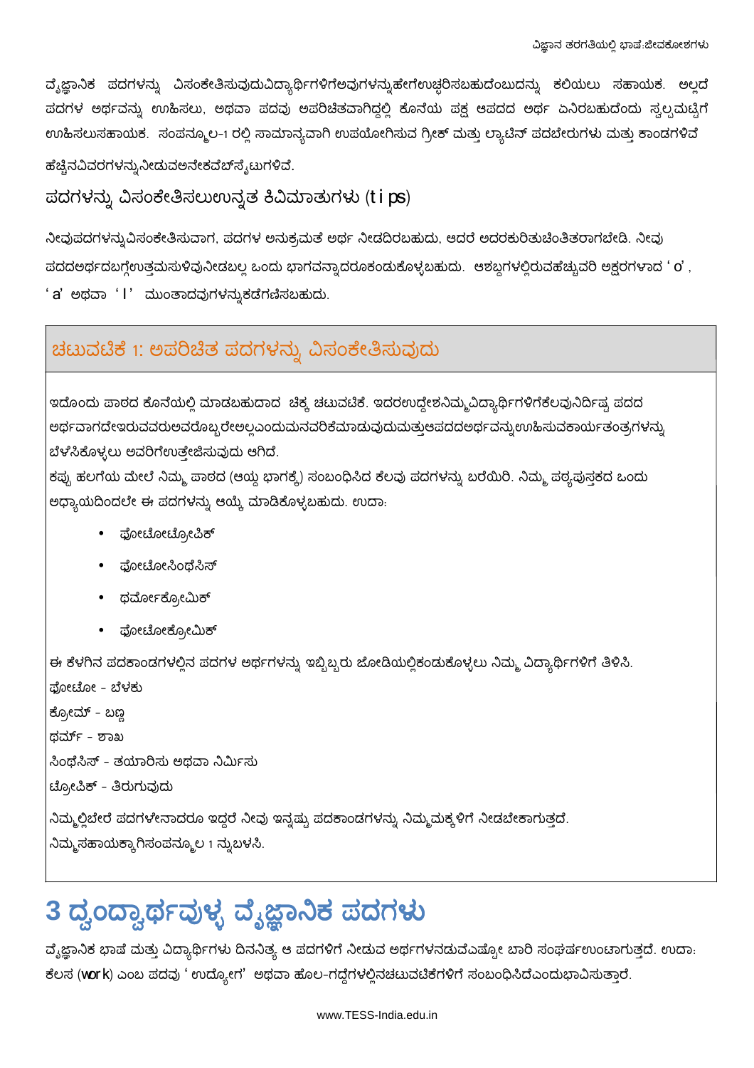ವೈಜ್ಞಾನಿಕ ಪದಗಳನ್ನು ವಿಸಂಕೇತಿಸುವುದುವಿದ್ಯಾರ್ಥಿಗಳಿಗೆಅವುಗಳನ್ನುಹೇಗೆಉಚ್ಚರಿಸಬಹುದೆಂಬುದನ್ನು ಕಲಿಯಲು ಸಹಾಯಕ. ಅಲ್ಲದೆ ಪದಗಳ ಅರ್ಥವನ್ನು ಊಹಿಸಲು, ಅಥವಾ ಪದವು ಅಪರಿಚಿತವಾಗಿದ್ದಲ್ಲಿ ಕೊನೆಯ ಪಕ್ಷ ಆಪದದ ಅರ್ಥ ಏನಿರಬಹುದೆಂದು ಸ್ವಲ್ಪಮಟ್ಟಿಗೆ ಊಹಿಸಲುಸಹಾಯಕ. ಸಂಪನ್ಮೂಲ-1 ರಲ್ಲಿ ಸಾಮಾನ್ಯವಾಗಿ ಉಪಯೋಗಿಸುವ ಗ್ರೀಕ್ ಮತ್ತು ಲ್ಯಾಟಿನ್ ಪದಬೇರುಗಳು ಮತ್ತು ಕಾಂಡಗಳಿವೆ ಹೆಚ್ಚಿನವಿವರಗಳನ್ನುನೀಡುವಅನೇಕವೆಬ್‌ಸೈಟುಗಳಿವೆ.

## ಪದಗಳನ್ನು ವಿಸಂಕೇತಿಸಲುಉನ್ನತ ಕಿವಿಮಾತುಗಳು (tips)

ನೀವುಪದಗಳನ್ನುವಿಸಂಕೇತಿಸುವಾಗ, ಪದಗಳ ಅನುಕ್ರಮತೆ ಅರ್ಥ ನೀಡದಿರಬಹುದು, ಆದರೆ ಅದರಕುರಿತುಚಿಂತಿತರಾಗಬೇಡಿ. ನೀವು ಪದದಅರ್ಥದಬಗ್ಗೆಉತ್ತಮಸುಳಿವುನೀಡಬಲ್ಲ ಒಂದು ಭಾಗವನ್ನಾದರೂಕಂಡುಕೊಳ್ಳಬಹುದು. ಆಶಬ್ದಗಳಲ್ಲಿರುವಹೆಚ್ಚುವರಿ ಅಕ್ಷರಗಳಾದ 'o', 'a' ಅಥವಾ 'I' ಮುಂತಾದವುಗಳನ್ನುಕಡೆಗಣಿಸಬಹುದು.

### ಚಟುವಟಿಕೆ 1: ಅಪರಿಚಿತ ಪದಗಳನ್ನು ವಿಸಂಕೇತಿಸುವುದು

ಇದೊಂದು ಪಾಠದ ಕೊನೆಯಲ್ಲಿ ಮಾಡಬಹುದಾದ ಚಿಕ್ಕ ಚಟುವಟಿಕೆ. ಇದರಉದ್ದೇಶನಿಮ್ಮವಿದ್ಯಾರ್ಥಿಗಳಿಗೆಕೆಲವುನಿರ್ದಿಷ್ಟ ಪದದ ಅರ್ಥವಾಗದೇಇರುವವರುಅವರೊಬ್ಬರೇಅಲ್ಲಎಂದುಮನವರಿಕೆಮಾಡುವುದುಮತ್ತುಆಪದದಅರ್ಥವನ್ನುಊಹಿಸುವಕಾರ್ಯತಂತ್ರಗಳನ್ನು ಬೆಳೆಸಿಕೊಳ್ಳಲು ಅವರಿಗೆಉತ್ತೇಜಿಸುವುದು ಆಗಿದೆ.

ಕಪ್ಪು ಹಲಗೆಯ ಮೇಲೆ ನಿಮ್ಮ ಪಾಠದ (ಆಯ್ದ ಭಾಗಕ್ಕೆ) ಸಂಬಂಧಿಸಿದ ಕೆಲವು ಪದಗಳನ್ನು ಬರೆಯಿರಿ. ನಿಮ್ಮ ಪಠ್ಯಪುಸ್ತಕದ ಒಂದು ಅಧ್ಯಾಯದಿಂದಲೇ ಈ ಪದಗಳನ್ನು ಆಯ್ಕೆ ಮಾಡಿಕೊಳ್ಳಬಹುದು. ಉದಾ:

- ಫೋಟೋಟ್ರೋಪಿಕ್
- ಫೋಟೋಸಿಂಥೆಸಿಸ್
- ಥರ್ಮೋಕ್ರೋಮಿಕ್
- ಫೋಟೋಕ್ರೋಮಿಕ್

ಈ ಕೆಳಗಿನ ಪದಕಾಂಡಗಳಲ್ಲಿನ ಪದಗಳ ಅರ್ಥಗಳನ್ನು ಇಬ್ಬಿಬ್ಬರು ಜೋಡಿಯಲ್ಲಿಕಂಡುಕೊಳ್ಳಲು ನಿಮ್ಮ ವಿದ್ಯಾರ್ಥಿಗಳಿಗೆ ತಿಳಿಸಿ.

ಫೋಟೋ - ಬೆಳಕು

ಕ್ರೋಮ್ - ಬಣ್ಣ

ಥರ್ಮ್ - ಶಾಖ

ಸಿಂಥೆಸಿಸ್ - ತಯಾರಿಸು ಅಥವಾ ನಿರ್ಮಿಸು

ಟ್ರೋಪಿಕ್ - ತಿರುಗುವುದು

ನಿಮ್ಮಲ್ಲಿಬೇರೆ ಪದಗಳೇನಾದರೂ ಇದ್ದರೆ ನೀವು ಇನ್ನಷ್ಟು ಪದಕಾಂಡಗಳನ್ನು ನಿಮ್ಮಮಕ್ಕಳಿಗೆ ನೀಡಬೇಕಾಗುತ್ತದೆ. ನಿಮ್ಮಸಹಾಯಕ್ಕಾಗಿಸಂಪನ್ಮೂಲ 1 ನ್ನುಬಳಸಿ.

# 3 ದ್ವಂದ್ವಾರ್ಥವುಳ್ಳ ವೈಜ್ಞಾನಿಕ ಪದಗಳು

ವೈಜ್ಞಾನಿಕ ಭಾಷೆ ಮತ್ತು ವಿದ್ಯಾರ್ಥಿಗಳು ದಿನನಿತ್ಯ ಆ ಪದಗಳಿಗೆ ನೀಡುವ ಅರ್ಥಗಳನಡುವೆಎಷ್ಟೋ ಬಾರಿ ಸಂಘರ್ಷಉಂಟಾಗುತ್ತದೆ. ಉದಾ: ಕೆಲಸ (work) ಎಂಬ ಪದವು 'ಉದ್ಯೋಗ' ಅಥವಾ ಹೊಲ-ಗದ್ದೆಗಳಲ್ಲಿನಚಟುವಟಿಕೆಗಳಿಗೆ ಸಂಬಂಧಿಸಿದೆಎಂದುಭಾವಿಸುತ್ತಾರೆ.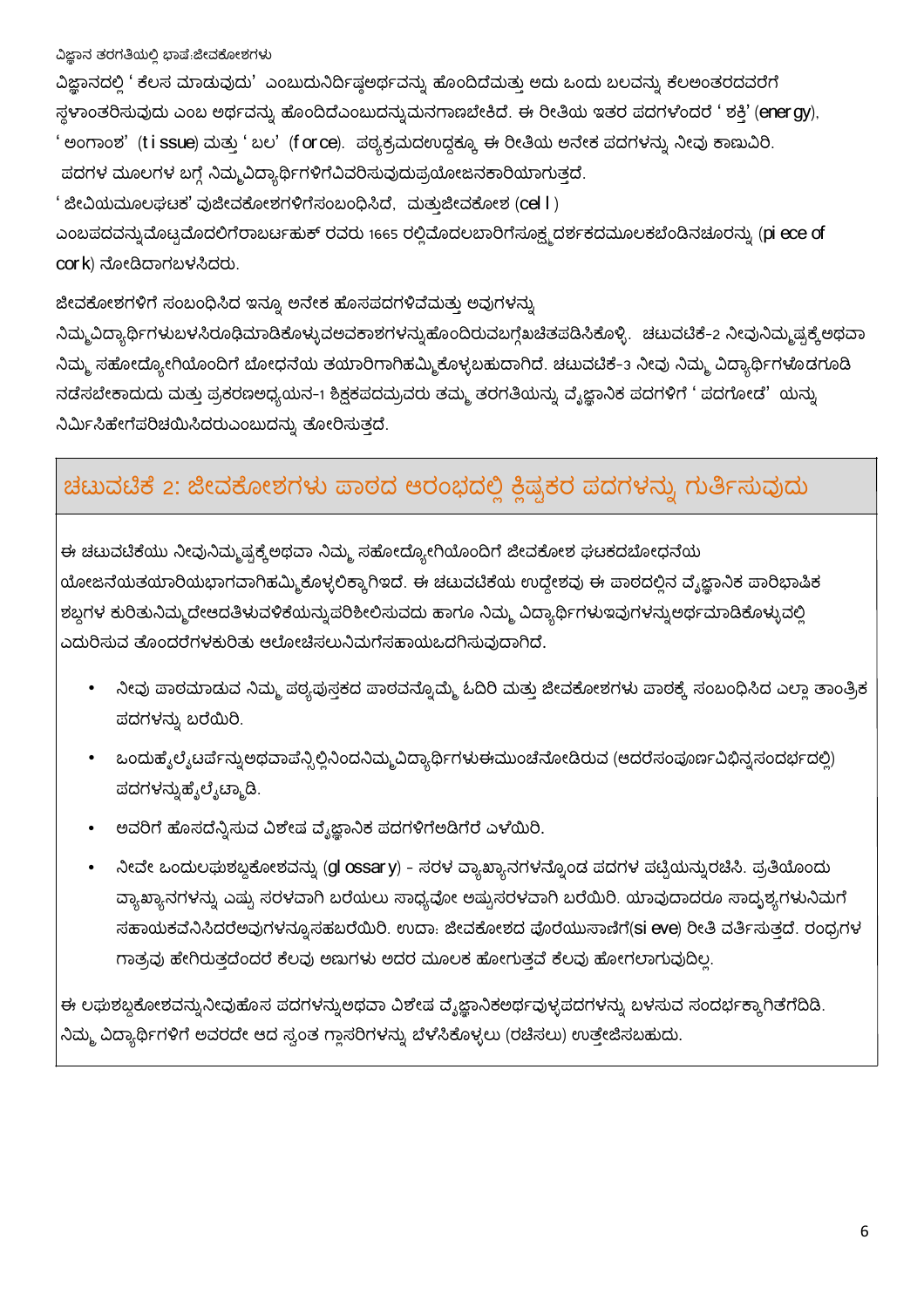ವಿಜ್ಞಾನ ತರಗತಿಯಲ್ಲಿ ಭಾಷೆ:ಜೀವಕೋಶಗಳು

ವಿಜ್ಞಾನದಲ್ಲಿ ' ಕೆಲಸ ಮಾಡುವುದು' ಎಂಬುದುನಿರ್ದಿಷ್ಟಅರ್ಥವನ್ನು ಹೊಂದಿದೆಮತ್ತು ಅದು ಒಂದು ಬಲವನ್ನು ಕೆಲಅಂತರದವರೆಗೆ ಸ್ಥಳಾಂತರಿಸುವುದು ಎಂಬ ಅರ್ಥವನ್ನು ಹೊಂದಿದೆಎಂಬುದನ್ನುಮನಗಾಣಬೇಕಿದೆ. ಈ ರೀತಿಯ ಇತರ ಪದಗಳೆಂದರೆ ' ಶಕ್ತಿ' (energy), ' ಅಂಗಾಂಶ' (tissue) ಮತ್ತು ' ಬಲ' (force). ಪಠ್ಯಕ್ರಮದಉದ್ದಕ್ಕೂ ಈ ರೀತಿಯ ಅನೇಕ ಪದಗಳನ್ನು ನೀವು ಕಾಣುವಿರಿ. ಪದಗಳ ಮೂಲಗಳ ಬಗ್ಗೆ ನಿಮ್ಮವಿದ್ಯಾರ್ಥಿಗಳಿಗೆವಿವರಿಸುವುದುಪ್ರಯೋಜನಕಾರಿಯಾಗುತ್ತದೆ.

' ಜೀವಿಯಮೂಲಘಟಕ' ವುಜೀವಕೋಶಗಳಿಗೆಸಂಬಂಧಿಸಿದೆ, ಮತ್ತುಜೀವಕೋಶ (cell) ಎಂಬಪದವನ್ನುಮೊಟ್ಟಮೊದಲಿಗೆರಾಬರ್ಟಹುಕ್ ರವರು 1665 ರಲ್ಲಿಮೊದಲಬಾರಿಗೆಸೂಕ್ಷ್ಮದರ್ಶಕದಮೂಲಕಬೆಂಡಿನಚೂರನ್ನು (piece of cork) ನೋಡಿದಾಗಬಳಸಿದರು.

ಜೀವಕೋಶಗಳಿಗೆ ಸಂಬಂಧಿಸಿದ ಇನ್ನೂ ಅನೇಕ ಹೊಸಪದಗಳಿವೆಮತ್ತು ಅವುಗಳನ್ನು ನಿಮ್ಮವಿದ್ಯಾರ್ಥಿಗಳುಬಳಸಿರೂಢಿಮಾಡಿಕೊಳ್ಳುವಅವಕಾಶಗಳನ್ನುಹೊಂದಿರುವಬಗ್ಗೆಖಚಿತಪಡಿಸಿಕೊಳ್ಳಿ. ಚಟುವಟಿಕೆ-2 ನೀವುನಿಮ್ಮಷ್ಟಕ್ಕೆಅಥವಾ ನಿಮ್ಮ ಸಹೋದ್ಯೋಗಿಯೊಂದಿಗೆ ಬೋಧನೆಯ ತಯಾರಿಗಾಗಿಹಮ್ಮಿಕೊಳ್ಳಬಹುದಾಗಿದೆ. ಚಟುವಟಿಕೆ-3 ನೀವು ನಿಮ್ಮ ವಿದ್ಯಾರ್ಥಿಗಳೊಡಗೂಡಿ ನಡೆಸಬೇಕಾದುದು ಮತ್ತು ಪ್ರಕರಣಅಧ್ಯಯನ-1 ಶಿಕ್ಷಕಪದಮ್ರವರು ತಮ್ಮ ತರಗತಿಯನ್ನು ವೈಜ್ಞಾನಿಕ ಪದಗಳಿಗೆ ' ಪದಗೋಡೆ' ಯನ್ನು ನಿರ್ಮಿಸಿಹೇಗೆಪರಿಚಯಿಸಿದರುಎಂಬುದನ್ನು ತೋರಿಸುತ್ತದೆ.

## ಚಟುವಟಿಕೆ 2: ಜೀವಕೋಶಗಳು ಪಾಠದ ಆರಂಭದಲ್ಲಿ ಕ್ಲಿಷ್ಟಕರ ಪದಗಳನ್ನು ಗುರ್ತಿಸುವುದು

ಈ ಚಟುವಟಿಕೆಯು ನೀವುನಿಮ್ಮಷ್ಟಕ್ಕೆಅಥವಾ ನಿಮ್ಮ ಸಹೋದ್ಯೋಗಿಯೊಂದಿಗೆ ಜೀವಕೋಶ ಘಟಕದಬೋಧನೆಯ ಯೋಜನೆಯತಯಾರಿಯಭಾಗವಾಗಿಹಮ್ಮಿಕೊಳ್ಳಲಿಕ್ಕಾಗಿಇದೆ. ಈ ಚಟುವಟಿಕೆಯ ಉದ್ದೇಶವು ಈ ಪಾಠದಲ್ಲಿನ ವೈಜ್ಞಾನಿಕ ಪಾರಿಭಾಷಿಕ ಶಬ್ದಗಳ ಕುರಿತುನಿಮ್ಮದೇಆದತಿಳುವಳಿಕೆಯನ್ನುಪರಿಶೀಲಿಸುವದು ಹಾಗೂ ನಿಮ್ಮ ವಿದ್ಯಾರ್ಥಿಗಳುಇವುಗಳನ್ನುಅರ್ಥಮಾಡಿಕೊಳ್ಳುವಲ್ಲಿ ಎದುರಿಸುವ ತೊಂದರೆಗಳಕುರಿತು ಆಲೋಚಿಸಲುನಿಮಗೆಸಹಾಯಒದಗಿಸುವುದಾಗಿದೆ.

- ನೀವು ಪಾಠಮಾಡುವ ನಿಮ್ಮ ಪಠ್ಯಪುಸ್ತಕದ ಪಾಠವನ್ನೊಮ್ಮೆ ಓದಿರಿ ಮತ್ತು ಜೀವಕೋಶಗಳು ಪಾಠಕ್ಕೆ ಸಂಬಂಧಿಸಿದ ಎಲ್ಲಾ ತಾಂತ್ರಿಕ ಪದಗಳನ್ನು ಬರೆಯಿರಿ.
- ಒಂದುಹೈಲೈಟರ್‌ನ್ನುಅಥವಾಪೆನ್ಸಿಲ್ಲಿನಿಂದನಿಮ್ಮವಿದ್ಯಾರ್ಥಿಗಳುಈಮುಂಚೆನೋಡಿರುವ (ಆದರೆಸಂಪೂರ್ಣವಿಭಿನ್ನಸಂದರ್ಭದಲ್ಲಿ) ಪದಗಳನ್ನುಹೈಲೈಟ್ಮಾಡಿ.
- ಅವರಿಗೆ ಹೊಸದೆನ್ನಿಸುವ ವಿಶೇಷ ವೈಜ್ಞಾನಿಕ ಪದಗಳಿಗೆಅಡಿಗೆರೆ ಎಳೆಯಿರಿ.
- ನೀವೇ ಒಂದುಲಘುಶಬ್ದಕೋಶವನ್ನು (glossary) - ಸರಳ ವ್ಯಾಖ್ಯಾನಗಳನ್ನೊಂಡ ಪದಗಳ ಪಟ್ಟಿಯನ್ನುರಚಿಸಿ. ಪ್ರತಿಯೊಂದು ವ್ಯಾಖ್ಯಾನಗಳನ್ನು ಎಷ್ಟು ಸರಳವಾಗಿ ಬರೆಯಲು ಸಾಧ್ಯವೋ ಅಷ್ಟುಸರಳವಾಗಿ ಬರೆಯಿರಿ. ಯಾವುದಾದರೂ ಸಾದೃಶ್ಯಗಳುನಿಮಗೆ ಸಹಾಯಕವೆನಿಸಿದರೆಅವುಗಳನ್ನೂಸಹಬರೆಯಿರಿ. ಉದಾ: ಜೀವಕೋಶದ ಪೊರೆಯುಸಾಣಿಗೆ(sieve) ರೀತಿ ವರ್ತಿಸುತ್ತದೆ. ರಂಧ್ರಗಳ ಗಾತ್ರವು ಹೇಗಿರುತ್ತದೆಂದರೆ ಕೆಲವು ಅಣುಗಳು ಅದರ ಮೂಲಕ ಹೋಗುತ್ತವೆ ಕೆಲವು ಹೋಗಲಾಗುವುದಿಲ್ಲ.

ಈ ಲಘುಶಬ್ದಕೋಶವನ್ನುನೀವುಹೊಸ ಪದಗಳನ್ನುಅಥವಾ ವಿಶೇಷ ವೈಜ್ಞಾನಿಕಅರ್ಥವುಳ್ಳಪದಗಳನ್ನು ಬಳಸುವ ಸಂದರ್ಭಕ್ಕಾಗಿತೆಗೆದಿಡಿ. ನಿಮ್ಮ ವಿದ್ಯಾರ್ಥಿಗಳಿಗೆ ಅವರದೇ ಆದ ಸ್ವಂತ ಗ್ಲಾಸರಿಗಳನ್ನು ಬೆಳೆಸಿಕೊಳ್ಳಲು (ರಚಿಸಲು) ಉತ್ತೇಜಿಸಬಹುದು.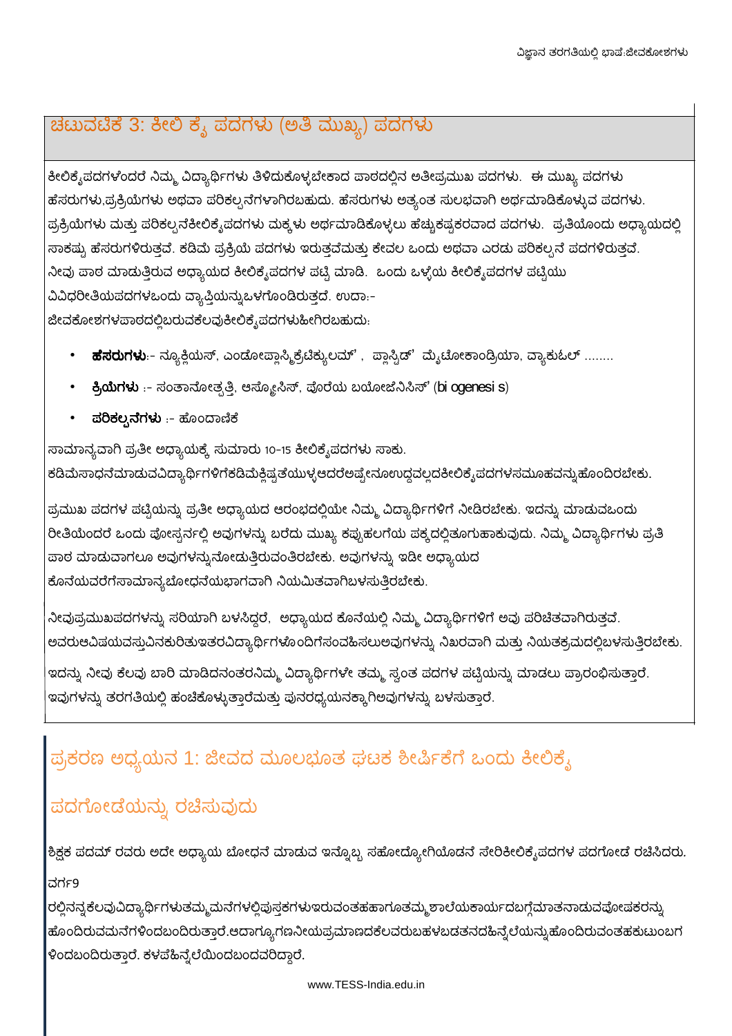## ಚಟುವಟಿಕೆ 3: ಕೀಲಿ ಕೈ ಪದಗಳು (ಅತಿ ಮುಖ್ಯ) ಪದಗಳು

ಕೀಲಿಕೈಪದಗಳೆಂದರೆ ನಿಮ್ಮ ವಿದ್ಯಾರ್ಥಿಗಳು ತಿಳಿದುಕೊಳ್ಳಬೇಕಾದ ಪಾಠದಲ್ಲಿನ ಅತೀಪ್ರಮುಖ ಪದಗಳು. ಈ ಮುಖ್ಯ ಪದಗಳು ಹೆಸರುಗಳು,ಪ್ರಕ್ರಿಯೆಗಳು ಅಥವಾ ಪರಿಕಲ್ಪನೆಗಳಾಗಿರಬಹುದು. ಹೆಸರುಗಳು ಅತ್ಯಂತ ಸುಲಭವಾಗಿ ಅರ್ಥಮಾಡಿಕೊಳ್ಳುವ ಪದಗಳು. ಪ್ರಕ್ರಿಯೆಗಳು ಮತ್ತು ಪರಿಕಲ್ಪನೆಕೀಲಿಕೈಪದಗಳು ಮಕ್ಕಳು ಅರ್ಥಮಾಡಿಕೊಳ್ಳಲು ಹೆಚ್ಚುಕಷ್ಟಕರವಾದ ಪದಗಳು. ಪ್ರತಿಯೊಂದು ಅಧ್ಯಾಯದಲ್ಲಿ ಸಾಕಷ್ಟು ಹೆಸರುಗಳಿರುತ್ತವೆ. ಕಡಿಮೆ ಪ್ರಕ್ರಿಯೆ ಪದಗಳು ಇರುತ್ತವೆಮತ್ತು ಕೇವಲ ಒಂದು ಅಥವಾ ಎರಡು ಪರಿಕಲ್ಪನೆ ಪದಗಳಿರುತ್ತವೆ. ನೀವು ಪಾಠ ಮಾಡುತ್ತಿರುವ ಅಧ್ಯಾಯದ ಕೀಲಿಕೈಪದಗಳ ಪಟ್ಟಿ ಮಾಡಿ. ಒಂದು ಒಳ್ಳೆಯ ಕೀಲಿಕೈಪದಗಳ ಪಟ್ಟಿಯು ವಿವಿಧರೀತಿಯಪದಗಳಒಂದು ವ್ಯಾಪ್ತಿಯನ್ನುಒಳಗೊಂಡಿರುತ್ತದೆ. ಉದಾ:- ಜೀವಕೋಶಗಳಪಾಠದಲ್ಲಿಬರುವಕೆಲವುಕೀಲಿಕೈಪದಗಳುಹೀಗಿರಬಹುದು:

- **ಹೆಸರುಗಳು**:- ನ್ಯೂಕ್ಲಿಯಸ್, ಎಂಡೋಪ್ಲಾಸ್ಮಿಕ್ರೆಟಿಕ್ಯುಲಮ್ , ಪ್ಲಾಸ್ಟಿಡ್ ಮೈಟೋಕಾಂಡ್ರಿಯಾ, ವ್ಯಾಕುಓಲ್ ........
- **ಕ್ರಿಯೆಗಳು** :- ಸಂತಾನೋತ್ಪತ್ತಿ, ಆಸ್ಮೋಸಿಸ್, ಪೊರೆಯ ಬಯೋಜೆನಿಸಿಸ್ (bi ogenesi s)
- **ಪರಿಕಲ್ಪನೆಗಳು** :- ಹೊಂದಾಣಿಕೆ

ಸಾಮಾನ್ಯವಾಗಿ ಪ್ರತೀ ಅಧ್ಯಾಯಕ್ಕೆ ಸುಮಾರು 10-15 ಕೀಲಿಕೈಪದಗಳು ಸಾಕು. ಕಡಿಮೆಸಾಧನೆಮಾಡುವವಿದ್ಯಾರ್ಥಿಗಳಿಗೆಕಡಿಮೆಕ್ಲಿಷ್ಟತೆಯುಳ್ಳಆದರೆಅಷ್ಟೇನೂಉದ್ದವಲ್ಲದಕೀಲಿಕೈಪದಗಳಸಮೂಹವನ್ನುಹೊಂದಿರಬೇಕು.

ಪ್ರಮುಖ ಪದಗಳ ಪಟ್ಟಿಯನ್ನು ಪ್ರತೀ ಅಧ್ಯಾಯದ ಆರಂಭದಲ್ಲಿಯೇ ನಿಮ್ಮ ವಿದ್ಯಾರ್ಥಿಗಳಿಗೆ ನೀಡಿರಬೇಕು. ಇದನ್ನು ಮಾಡುವಒಂದು ರೀತಿಯೆಂದರೆ ಒಂದು ಪೋಸ್ಟರ್ನಲ್ಲಿ ಅವುಗಳನ್ನು ಬರೆದು ಮುಖ್ಯ ಕಪ್ಪುಹಲಗೆಯ ಪಕ್ಕದಲ್ಲಿತೂಗುಹಾಕುವುದು. ನಿಮ್ಮ ವಿದ್ಯಾರ್ಥಿಗಳು ಪ್ರತಿ ಪಾಠ ಮಾಡುವಾಗಲೂ ಅವುಗಳನ್ನುನೋಡುತ್ತಿರುವಂತಿರಬೇಕು. ಅವುಗಳನ್ನು ಇಡೀ ಅಧ್ಯಾಯದ ಕೊನೆಯವರೆಗೆಸಾಮಾನ್ಯಬೋಧನೆಯಭಾಗವಾಗಿ ನಿಯಮಿತವಾಗಿಬಳಸುತ್ತಿರಬೇಕು.

ನೀವುಪ್ರಮುಖಪದಗಳನ್ನು ಸರಿಯಾಗಿ ಬಳಸಿದ್ದರೆ, ಅಧ್ಯಾಯದ ಕೊನೆಯಲ್ಲಿ ನಿಮ್ಮ ವಿದ್ಯಾರ್ಥಿಗಳಿಗೆ ಅವು ಪರಿಚಿತವಾಗಿರುತ್ತವೆ. ಅವರುಆವಿಷಯವಸ್ತುವಿನಕುರಿತುಇತರವಿದ್ಯಾರ್ಥಿಗಳೊಂದಿಗೆಸಂವಹಿಸಲುಅವುಗಳನ್ನು ನಿಖರವಾಗಿ ಮತ್ತು ನಿಯತಕ್ರಮದಲ್ಲಿಬಳಸುತ್ತಿರಬೇಕು.

ಇದನ್ನು ನೀವು ಕೆಲವು ಬಾರಿ ಮಾಡಿದನಂತರನಿಮ್ಮ ವಿದ್ಯಾರ್ಥಿಗಳೇ ತಮ್ಮ ಸ್ವಂತ ಪದಗಳ ಪಟ್ಟಿಯನ್ನು ಮಾಡಲು ಪ್ರಾರಂಭಿಸುತ್ತಾರೆ. ಇವುಗಳನ್ನು ತರಗತಿಯಲ್ಲಿ ಹಂಚಿಕೊಳ್ಳುತ್ತಾರೆಮತ್ತು ಪುನರಧ್ಯಯನಕ್ಕಾಗಿಅವುಗಳನ್ನು ಬಳಸುತ್ತಾರೆ.

## ಪ್ರಕರಣ ಅಧ್ಯಯನ 1: ಜೀವದ ಮೂಲಭೂತ ಘಟಕ ಶೀರ್ಷಿಕೆಗೆ ಒಂದು ಕೀಲಿಕೈ ಪದಗೋಡೆಯನ್ನು ರಚಿಸುವುದು

ಶಿಕ್ಷಕ ಪದಮ್ ರವರು ಅದೇ ಅಧ್ಯಾಯ ಬೋಧನೆ ಮಾಡುವ ಇನ್ನೊಬ್ಬ ಸಹೋದ್ಯೋಗಿಯೊಡನೆ ಸೇರಿಕೀಲಿಕೈಪದಗಳ ಪದಗೋಡೆ ರಚಿಸಿದರು.

ವರ್ಗ9

ರಲ್ಲಿನನ್ನಕೆಲವುವಿದ್ಯಾರ್ಥಿಗಳುತಮ್ಮಮನೆಗಳಲ್ಲಿಪುಸ್ತಕಗಳುಇರುವಂತಹಹಾಗೂತಮ್ಮಶಾಲೆಯಕಾರ್ಯದಬಗ್ಗೆಮಾತನಾಡುವಪೋಷಕರನ್ನು ಹೊಂದಿರುವಮನೆಗಳಿಂದಬಂದಿರುತ್ತಾರೆ.ಆದಾಗ್ಯೂಗಣನೀಯಪ್ರಮಾಣದಕೆಲವರುಬಹಳಬಡತನದಹಿನ್ನೆಲೆಯನ್ನುಹೊಂದಿರುವಂತಹಕುಟುಂಬಗ ಳಿಂದಬಂದಿರುತ್ತಾರೆ. ಕಳಪೆಹಿನ್ನೆಲೆಯಿಂದಬಂದವರಿದ್ದಾರೆ.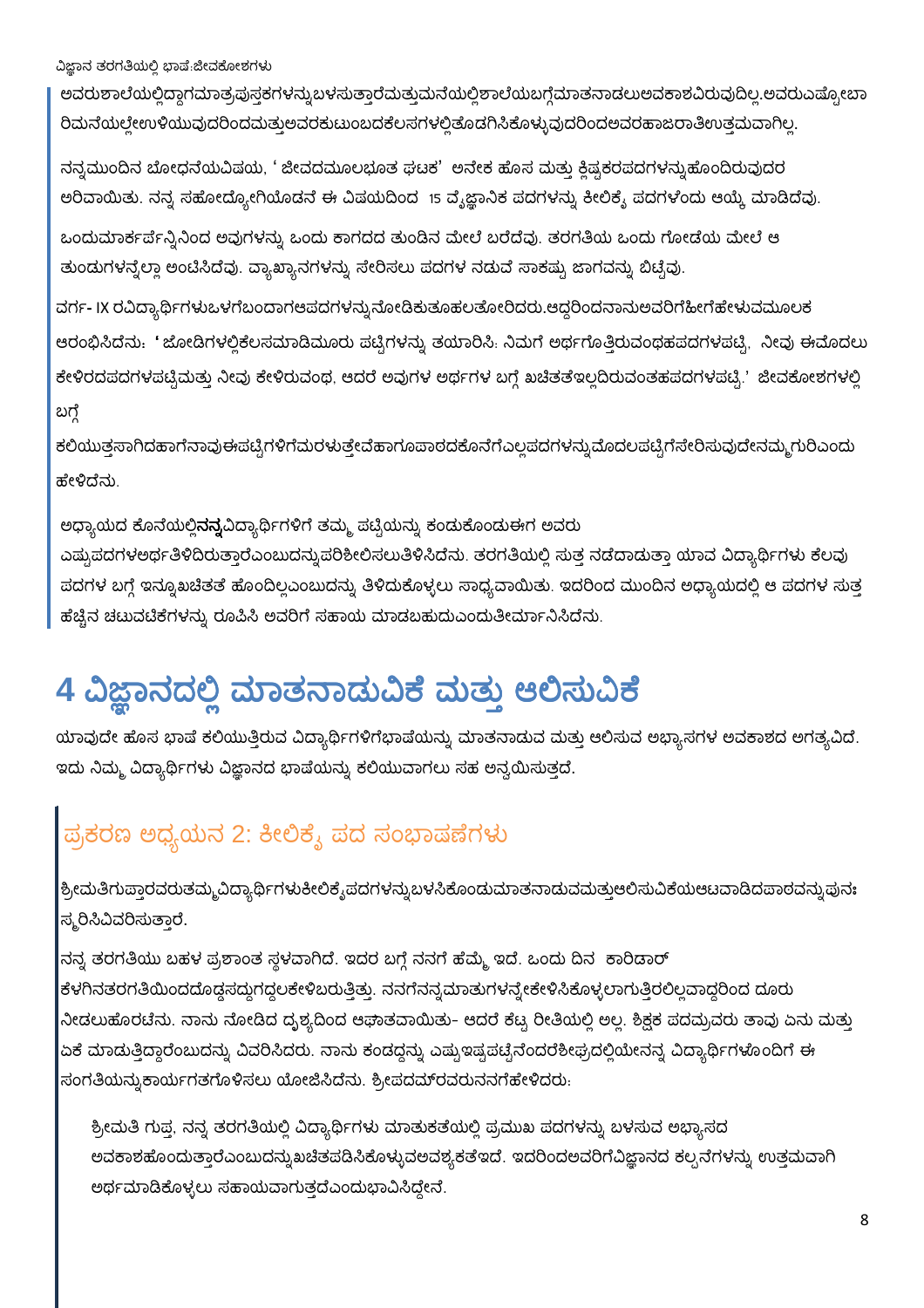ಅವರುಶಾಲೆಯಲ್ಲಿದ್ದಾಗಮಾತ್ರಪುಸ್ತಕಗಳನ್ನುಬಳಸುತ್ತಾರೆಮತ್ತುಮನೆಯಲ್ಲಿಶಾಲೆಯಬಗ್ಗೆಮಾತನಾಡಲುಅವಕಾಶವಿರುವುದಿಲ್ಲ.ಅವರುಎಷ್ಟೋಬಾರಿಮನೆಯಲ್ಲೇಉಳಿಯುವುದರಿಂದಮತ್ತುಅವರಕುಟುಂಬದಕೆಲಸಗಳಲ್ಲಿತೊಡಗಿಸಿಕೊಳ್ಳುವುದರಿಂದಅವರಹಾಜರಾತಿಉತ್ತಮವಾಗಿಲ್ಲ.

ನನ್ನಮುಂದಿನ ಬೋಧನೆಯವಿಷಯ, ' ಜೀವದಮೂಲಭೂತ ಘಟಕ' ಅನೇಕ ಹೊಸ ಮತ್ತು ಕ್ಲಿಷ್ಟಕರಪದಗಳನ್ನುಹೊಂದಿರುವುದರ ಅರಿವಾಯಿತು. ನನ್ನ ಸಹೋದ್ಯೋಗಿಯೊಡನೆ ಈ ವಿಷಯದಿಂದ 15 ವೈಜ್ಞಾನಿಕ ಪದಗಳನ್ನು ಕೀಲಿಕೈ ಪದಗಳೆಂದು ಆಯ್ಕೆ ಮಾಡಿದೆವು.

ಒಂದುಮಾರ್ಕರ್ಪೆನ್ನಿನಿಂದ ಅವುಗಳನ್ನು ಒಂದು ಕಾಗದದ ತುಂಡಿನ ಮೇಲೆ ಬರೆದೆವು. ತರಗತಿಯ ಒಂದು ಗೋಡೆಯ ಮೇಲೆ ಆ ತುಂಡುಗಳನ್ನೆಲ್ಲಾ ಅಂಟಿಸಿದೆವು. ವ್ಯಾಖ್ಯಾನಗಳನ್ನು ಸೇರಿಸಲು ಪದಗಳ ನಡುವೆ ಸಾಕಷ್ಟು ಜಾಗವನ್ನು ಬಿಟ್ಟೆವು.

ವರ್ಗ- IX ರವಿದ್ಯಾರ್ಥಿಗಳುಒಳಗೆಬಂದಾಗಆಪದಗಳನ್ನುನೋಡಿಕುತೂಹಲತೋರಿದರು.ಆದ್ದರಿಂದನಾನುಅವರಿಗೆಹೀಗೆಹೇಳುವಮೂಲಕ ಆರಂಭಿಸಿದೆನು: **'** ಜೋಡಿಗಳಲ್ಲಿಕೆಲಸಮಾಡಿಮೂರು ಪಟ್ಟಿಗಳನ್ನು ತಯಾರಿಸಿ: ನಿಮಗೆ ಅರ್ಥಗೊತ್ತಿರುವಂಥಹಪದಗಳಪಟ್ಟಿ, ನೀವು ಈಮೊದಲು ಕೇಳಿರದಪದಗಳಪಟ್ಟಿಮತ್ತು ನೀವು ಕೇಳಿರುವಂಥ, ಆದರೆ ಅವುಗಳ ಅರ್ಥಗಳ ಬಗ್ಗೆ ಖಚಿತತೆಇಲ್ಲದಿರುವಂತಹಪದಗಳಪಟ್ಟಿ.' ಜೀವಕೋಶಗಳಲ್ಲಿ ಬಗ್ಗೆ

ಕಲಿಯುತ್ತಸಾಗಿದಹಾಗೆನಾವುಈಪಟ್ಟಿಗಳಿಗೆಮರಳುತ್ತೇವೆಹಾಗೂಪಾಠದಕೊನೆಗೆಎಲ್ಲಪದಗಳನ್ನುಮೊದಲಪಟ್ಟಿಗೆಸೇರಿಸುವುದೇನಮ್ಮಗುರಿಎಂದು ಹೇಳಿದೆನು.

ಅಧ್ಯಾಯದ ಕೊನೆಯಲ್ಲಿ**ನನ್ನ**ವಿದ್ಯಾರ್ಥಿಗಳಿಗೆ ತಮ್ಮ ಪಟ್ಟಿಯನ್ನು ಕಂಡುಕೊಂಡುಈಗ ಅವರು ಎಷ್ಟುಪದಗಳಅರ್ಥತಿಳಿದಿರುತ್ತಾರೆಎಂಬುದನ್ನುಪರಿಶೀಲಿಸಲುತಿಳಿಸಿದೆನು. ತರಗತಿಯಲ್ಲಿ ಸುತ್ತ ನಡೆದಾಡುತ್ತಾ ಯಾವ ವಿದ್ಯಾರ್ಥಿಗಳು ಕೆಲವು ಪದಗಳ ಬಗ್ಗೆ ಇನ್ನೂಖಚಿತತೆ ಹೊಂದಿಲ್ಲಎಂಬುದನ್ನು ತಿಳಿದುಕೊಳ್ಳಲು ಸಾಧ್ಯವಾಯಿತು. ಇದರಿಂದ ಮುಂದಿನ ಅಧ್ಯಾಯದಲ್ಲಿ ಆ ಪದಗಳ ಸುತ್ತ ಹೆಚ್ಚಿನ ಚಟುವಟಿಕೆಗಳನ್ನು ರೂಪಿಸಿ ಅವರಿಗೆ ಸಹಾಯ ಮಾಡಬಹುದುಎಂದುತೀರ್ಮಾನಿಸಿದೆನು.

# 4 ವಿಜ್ಞಾನದಲ್ಲಿ ಮಾತನಾಡುವಿಕೆ ಮತ್ತು ಆಲಿಸುವಿಕೆ

ಯಾವುದೇ ಹೊಸ ಭಾಷೆ ಕಲಿಯುತ್ತಿರುವ ವಿದ್ಯಾರ್ಥಿಗಳಿಗೆಭಾಷೆಯನ್ನು ಮಾತನಾಡುವ ಮತ್ತು ಆಲಿಸುವ ಅಭ್ಯಾಸಗಳ ಅವಕಾಶದ ಅಗತ್ಯವಿದೆ. ಇದು ನಿಮ್ಮ ವಿದ್ಯಾರ್ಥಿಗಳು ವಿಜ್ಞಾನದ ಭಾಷೆಯನ್ನು ಕಲಿಯುವಾಗಲು ಸಹ ಅನ್ವಯಿಸುತ್ತದೆ.

## ಪ್ರಕರಣ ಅಧ್ಯಯನ 2: ಕೀಲಿಕೈ ಪದ ಸಂಭಾಷಣೆಗಳು

ಶ್ರೀಮತಿಗುಪ್ತಾರವರುತಮ್ಮವಿದ್ಯಾರ್ಥಿಗಳುಕೀಲಿಕೈಪದಗಳನ್ನುಬಳಸಿಕೊಂಡುಮಾತನಾಡುವಮತ್ತುಆಲಿಸುವಿಕೆಯಆಟವಾಡಿದಪಾಠವನ್ನುಪುನಃಸ್ಮರಿಸಿವಿವರಿಸುತ್ತಾರೆ.

ನನ್ನ ತರಗತಿಯು ಬಹಳ ಪ್ರಶಾಂತ ಸ್ಥಳವಾಗಿದೆ. ಇದರ ಬಗ್ಗೆ ನನಗೆ ಹೆಮ್ಮೆ ಇದೆ. ಒಂದು ದಿನ ಕಾರಿಡಾರ್ ಕೆಳಗಿನತರಗತಿಯಿಂದದೊಡ್ಡಸದ್ದುಗದ್ದಲಕೇಳಿಬರುತ್ತಿತ್ತು. ನನಗೆನನ್ನಮಾತುಗಳನ್ನೇಕೇಳಿಸಿಕೊಳ್ಳಲಾಗುತ್ತಿರಲಿಲ್ಲವಾದ್ದರಿಂದ ದೂರು ನೀಡಲುಹೊರಟೆನು. ನಾನು ನೋಡಿದ ದೃಶ್ಯದಿಂದ ಆಘಾತವಾಯಿತು- ಆದರೆ ಕೆಟ್ಟ ರೀತಿಯಲ್ಲಿ ಅಲ್ಲ. ಶಿಕ್ಷಕ ಪದಮ್ರವರು ತಾವು ಏನು ಮತ್ತು ಏಕೆ ಮಾಡುತ್ತಿದ್ದಾರೆಂಬುದನ್ನು ವಿವರಿಸಿದರು. ನಾನು ಕಂಡದ್ದನ್ನು ಎಷ್ಟುಇಷ್ಟಪಟ್ಟೆನೆಂದರೆಶೀಘ್ರದಲ್ಲಿಯೇನನ್ನ ವಿದ್ಯಾರ್ಥಿಗಳೊಂದಿಗೆ ಈ ಸಂಗತಿಯನ್ನುಕಾರ್ಯಗತಗೊಳಿಸಲು ಯೋಜಿಸಿದೆನು. ಶ್ರೀಪದಮ್‌ರವರುನನಗೆಹೇಳಿದರು:

> ಶ್ರೀಮತಿ ಗುಪ್ತ, ನನ್ನ ತರಗತಿಯಲ್ಲಿ ವಿದ್ಯಾರ್ಥಿಗಳು ಮಾತುಕತೆಯಲ್ಲಿ ಪ್ರಮುಖ ಪದಗಳನ್ನು ಬಳಸುವ ಅಭ್ಯಾಸದ ಅವಕಾಶಹೊಂದುತ್ತಾರೆಎಂಬುದನ್ನುಖಚಿತಪಡಿಸಿಕೊಳ್ಳುವಅವಶ್ಯಕತೆಇದೆ. ಇದರಿಂದಅವರಿಗೆವಿಜ್ಞಾನದ ಕಲ್ಪನೆಗಳನ್ನು ಉತ್ತಮವಾಗಿ ಅರ್ಥಮಾಡಿಕೊಳ್ಳಲು ಸಹಾಯವಾಗುತ್ತದೆಎಂದುಭಾವಿಸಿದ್ದೇನೆ.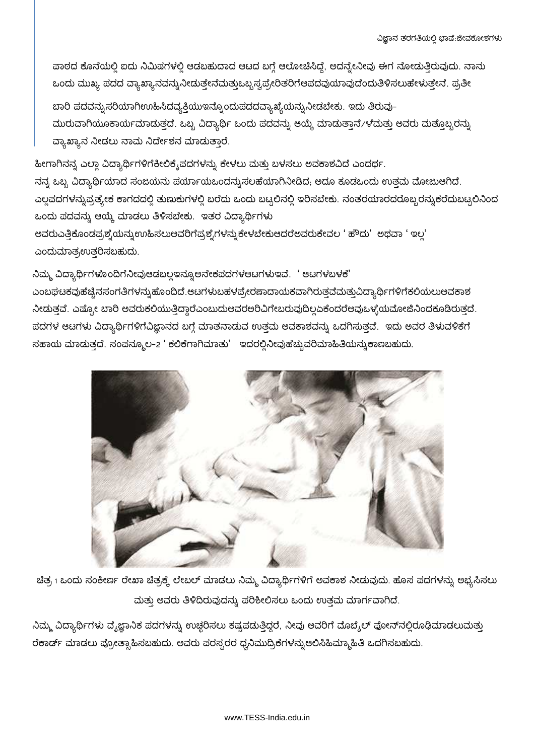ಪಾಠದ ಕೊನೆಯಲ್ಲಿ ಐದು ನಿಮಿಷಗಳಲ್ಲಿ ಆಡಬಹುದಾದ ಆಟದ ಬಗ್ಗೆ ಆಲೋಚಿಸಿದ್ದೆ, ಅದನ್ನೇನೀವು ಈಗ ನೋಡುತ್ತಿರುವುದು. ನಾನು ಒಂದು ಮುಖ್ಯ ಪದದ ವ್ಯಾಖ್ಯಾನವನ್ನುನೀಡುತ್ತೇನೆಮತ್ತುಒಬ್ಬಸ್ವಪ್ರೇರಿತರಿಗೆಆಪದವುಯಾವುದೆಂದುತಿಳಿಸಲುಹೇಳುತ್ತೇನೆ. ಪ್ರತೀ ಬಾರಿ ಪದವನ್ನುಸರಿಯಾಗಿಊಹಿಸಿದವ್ಯಕ್ತಿಯುಇನ್ನೊಂದುಪದದವ್ಯಾಖ್ಯೆಯನ್ನುನೀಡಬೇಕು. ಇದು ತಿರುವು-ಮುರುವಾಗಿಯೂಕಾರ್ಯಮಾಡುತ್ತದೆ. ಒಬ್ಬ ವಿದ್ಯಾರ್ಥಿ ಒಂದು ಪದವನ್ನು ಆಯ್ಕೆ ಮಾಡುತ್ತಾನೆ/ಳೆಮತ್ತು ಅವರು ಮತ್ತೊಬ್ಬರನ್ನು ವ್ಯಾಖ್ಯಾನ ನೀಡಲು ನಾಮ ನಿರ್ದೇಶನ ಮಾಡುತ್ತಾರೆ.

ಹೀಗಾಗಿನನ್ನ ಎಲ್ಲಾ ವಿದ್ಯಾರ್ಥಿಗಳಿಗೆಕೀಲಿಕೈಪದಗಳನ್ನು ಕೇಳಲು ಮತ್ತು ಬಳಸಲು ಅವಕಾಶವಿದೆ ಎಂದರ್ಥ.
ನನ್ನ ಒಬ್ಬ ವಿದ್ಯಾರ್ಥಿಯಾದ ಸಂಜಯನು ಪರ್ಯಾಯಒಂದನ್ನುಸಲಹೆಯಾಗಿನೀಡಿದ; ಅದೂ ಕೂಡಒಂದು ಉತ್ತಮ ಮೋಜುಆಗಿದೆ. ಎಲ್ಲಪದಗಳನ್ನುಪ್ರತ್ಯೇಕ ಕಾಗದದಲ್ಲಿ ತುಣುಕುಗಳಲ್ಲಿ ಬರೆದು ಒಂದು ಬಟ್ಟಲಿನಲ್ಲಿ ಇರಿಸಬೇಕು. ನಂತರಯಾರದರೊಬ್ಬರನ್ನುಕರೆದುಬಟ್ಟಲಿನಿಂದ ಒಂದು ಪದವನ್ನು ಆಯ್ಕೆ ಮಾಡಲು ತಿಳಿಸಬೇಕು. ಇತರ ವಿದ್ಯಾರ್ಥಿಗಳು ಅವರುಎತ್ತಿಕೊಂಡಪ್ರಶ್ನೆಯನ್ನುಊಹಿಸಲುಅವರಿಗೆಪ್ರಶ್ನೆಗಳನ್ನುಕೇಳಬೇಕುಆದರೆಅವರುಕೇವಲ ' ಹೌದು' ಅಥವಾ ' ಇಲ್ಲ' ಎಂದುಮಾತ್ರಉತ್ತರಿಸಬಹುದು.

ನಿಮ್ಮ ವಿದ್ಯಾರ್ಥಿಗಳೊಂದಿಗೆನೀವುಆಡಬಲ್ಲಇನ್ನೂಅನೇಕಪದಗಳಆಟಗಳುಇವೆ. ' ಆಟಗಳಬಳಕೆ' ಎಂಬಘಟಕವುಹೆಚ್ಚಿನಸಂಗತಿಗಳನ್ನುಹೊಂದಿದೆ.ಆಟಗಳುಬಹಳಪ್ರೇರಣಾದಾಯಕವಾಗಿರುತ್ತವೆಮತ್ತುವಿದ್ಯಾರ್ಥಿಗಳಿಗೆಕಲಿಯಲುಅವಕಾಶ ನೀಡುತ್ತವೆ. ಎಷ್ಟೋ ಬಾರಿ ಅವರುಕಲಿಯುತ್ತಿದ್ದಾರೆಎಂಬುದುಅವರಅರಿವಿಗೇಬರುವುದಿಲ್ಲಏಕೆಂದರೆಅವುಒಳ್ಳೆಯಮೋಜಿನಿಂದಕೂಡಿರುತ್ತದೆ. ಪದಗಳ ಆಟಗಳು ವಿದ್ಯಾರ್ಥಿಗಳಿಗೆವಿಜ್ಞಾನದ ಬಗ್ಗೆ ಮಾತನಾಡುವ ಉತ್ತಮ ಅವಕಾಶವನ್ನು ಒದಗಿಸುತ್ತವೆ. ಇದು ಅವರ ತಿಳುವಳಿಕೆಗೆ ಸಹಾಯ ಮಾಡುತ್ತದೆ. ಸಂಪನ್ಮೂಲ-2 ' ಕಲಿಕೆಗಾಗಿಮಾತು' ಇದರಲ್ಲಿನೀವುಹೆಚ್ಚುವರಿಮಾಹಿತಿಯನ್ನುಕಾಣಬಹುದು.

ಚಿತ್ರ 1 ಒಂದು ಸಂಕೀರ್ಣ ರೇಖಾ ಚಿತ್ರಕ್ಕೆ ಲೇಬಲ್ ಮಾಡಲು ನಿಮ್ಮ ವಿದ್ಯಾರ್ಥಿಗಳಿಗೆ ಅವಕಾಶ ನೀಡುವುದು. ಹೊಸ ಪದಗಳನ್ನು ಅಭ್ಯಸಿಸಲು ಮತ್ತು ಅವರು ತಿಳಿದಿರುವುದನ್ನು ಪರಿಶೀಲಿಸಲು ಒಂದು ಉತ್ತಮ ಮಾರ್ಗವಾಗಿದೆ.

ನಿಮ್ಮ ವಿದ್ಯಾರ್ಥಿಗಳು ವೈಜ್ಞಾನಿಕ ಪದಗಳನ್ನು ಉಚ್ಚರಿಸಲು ಕಷ್ಟಪಡುತ್ತಿದ್ದರೆ, ನೀವು ಅವರಿಗೆ ಮೊಬೈಲ್ ಫೋನ್‌ನಲ್ಲಿರೂಢಿಮಾಡಲುಮತ್ತು ರೆಕಾರ್ಡ್ ಮಾಡಲು ಪ್ರೋತ್ಸಾಹಿಸಬಹುದು. ಅವರು ಪರಸ್ಪರರ ಧ್ವನಿಮುದ್ರಿಕೆಗಳನ್ನುಆಲಿಸಿಹಿಮ್ಮಾಹಿತಿ ಒದಗಿಸಬಹುದು.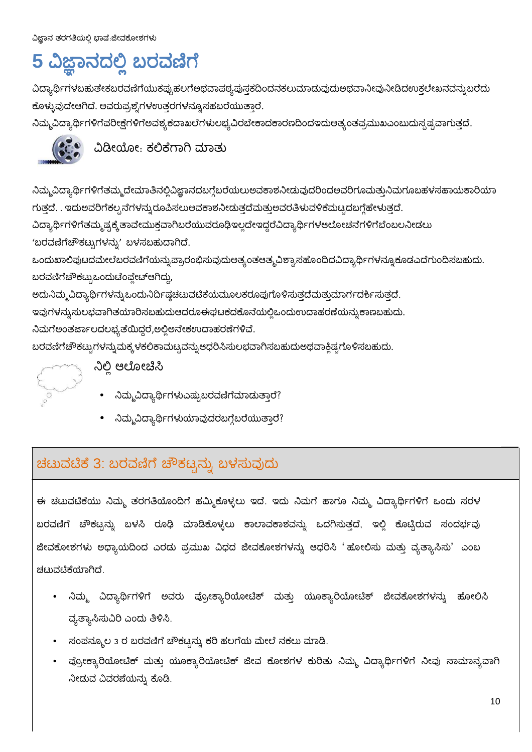# 5 ವಿಜ್ಞಾನದಲ್ಲಿ ಬರವಣಿಗೆ

ವಿದ್ಯಾರ್ಥಿಗಳಬಹುತೇಕಬರವಣಿಗೆಯುಕಪ್ಪುಹಲಗೆಅಥವಾಪಠ್ಯಪುಸ್ತಕದಿಂದನಕಲುಮಾಡುವುದುಅಥವಾನೀವುನೀಡಿದಉಕ್ತಲೇಖನವನ್ನುಬರೆದು ಕೊಳ್ಳುವುದೇಆಗಿದೆ. ಅವರುಪ್ರಶ್ನೆಗಳಉತ್ತರಗಳನ್ನೂಸಹಬರೆಯುತ್ತಾರೆ.

ನಿಮ್ಮವಿದ್ಯಾರ್ಥಿಗಳಿಗೆಪರೀಕ್ಷೆಗಳಿಗೆಅವಶ್ಯಕದಾಖಲೆಗಳುಲಭ್ಯವಿರಬೇಕಾದಕಾರಣದಿಂದಇದುಅತ್ಯಂತಪ್ರಮುಖಎಂಬುದುಸ್ಪಷ್ಟವಾಗುತ್ತದೆ.

ವಿಡೀಯೋ: ಕಲಿಕೆಗಾಗಿ ಮಾತು

ನಿಮ್ಮವಿದ್ಯಾರ್ಥಿಗಳಿಗೆತಮ್ಮದೇಮಾತಿನಲ್ಲಿವಿಜ್ಞಾನದಬಗ್ಗೆಬರೆಯಲುಅವಕಾಶನೀಡುವುದರಿಂದಅವರಿಗೂಮತ್ತುನಿಮಗೂಬಹಳಸಹಾಯಕಾರಿಯಾ ಗುತ್ತದೆ. . ಇದುಅವರಿಗೆಕಲ್ಪನೆಗಳನ್ನುರೂಪಿಸಲುಅವಕಾಶನೀಡುತ್ತದೆಮತ್ತುಅವರತಿಳುವಳಿಕೆಮಟ್ಟದಬಗ್ಗೆಹೇಳುತ್ತದೆ.

ವಿದ್ಯಾರ್ಥಿಗಳಿಗೆತಮ್ಮಷ್ಟಕ್ಕೆತಾವೇಮುಕ್ತವಾಗಿಬರೆಯುವರೂಢಿಇಲ್ಲದೇಇದ್ದರೆವಿದ್ಯಾರ್ಥಿಗಳಆಲೋಚನೆಗಳಿಗೆಬೆಂಬಲನೀಡಲು 'ಬರವಣಿಗೆಚೌಕಟ್ಟುಗಳನ್ನು' ಬಳಸಬಹುದಾಗಿದೆ.

ಒಂದುಖಾಲಿಪುಟದಮೇಲೆಬರವಣಿಗೆಯನ್ನುಪ್ರಾರಂಭಿಸುವುದುಅತ್ಯಂತಆತ್ಮವಿಶ್ವಾಸಹೊಂದಿದವಿದ್ಯಾರ್ಥಿಗಳನ್ನೂಕೂಡಎದೆಗುಂದಿಸಬಹುದು. ಬರವಣಿಗೆಚೌಕಟ್ಟುಒಂದುಟೆಂಪ್ಲೇಟ್ಆಗಿದ್ದು,

ಅದುನಿಮ್ಮವಿದ್ಯಾರ್ಥಿಗಳನ್ನುಒಂದುನಿರ್ದಿಷ್ಟಚಟುವಟಿಕೆಯಮೂಲಕರೂಪುಗೊಳಿಸುತ್ತದೆಮತ್ತುಮಾರ್ಗದರ್ಶಿಸುತ್ತದೆ.

ಇವುಗಳನ್ನುಸುಲಭವಾಗಿತಯಾರಿಸಬಹುದುಆದರೂಈಘಟಕದಕೊನೆಯಲ್ಲಿಒಂದುಉದಾಹರಣೆಯನ್ನುಕಾಣಬಹುದು.

ನಿಮಗೆಅಂತರ್ಜಾಲದಲಭ್ಯತೆಯಿದ್ದರೆ,ಅಲ್ಲಿಅನೇಕಉದಾಹರಣೆಗಳಿವೆ.

ಬರವಣಿಗೆಚೌಕಟ್ಟುಗಳನ್ನುಮಕ್ಕಳಕಲಿಕಾಮಟ್ಟವನ್ನುಆಧರಿಸಿಸುಲಭವಾಗಿಸಬಹುದುಅಥವಾಕ್ಲಿಷ್ಟಗೊಳಿಸಬಹುದು.

ನಿಲ್ಲಿ ಆಲೋಚಿಸಿ

- ನಿಮ್ಮವಿದ್ಯಾರ್ಥಿಗಳುಎಷ್ಟುಬರವಣಿಗೆಮಾಡುತ್ತಾರೆ?
- ನಿಮ್ಮವಿದ್ಯಾರ್ಥಿಗಳುಯಾವುದರಬಗ್ಗೆಬರೆಯುತ್ತಾರೆ?

## ಚಟುವಟಿಕೆ 3: ಬರವಣಿಗೆ ಚೌಕಟ್ಟನ್ನು ಬಳಸುವುದು

ಈ ಚಟುವಟಿಕೆಯು ನಿಮ್ಮ ತರಗತಿಯೊಂದಿಗೆ ಹಮ್ಮಿಕೊಳ್ಳಲು ಇದೆ. ಇದು ನಿಮಗೆ ಹಾಗೂ ನಿಮ್ಮ ವಿದ್ಯಾರ್ಥಿಗಳಿಗೆ ಒಂದು ಸರಳ ಬರವಣಿಗೆ ಚೌಕಟ್ಟನ್ನು ಬಳಸಿ ರೂಢಿ ಮಾಡಿಕೊಳ್ಳಲು ಕಾಲಾವಕಾಶವನ್ನು ಒದಗಿಸುತ್ತದೆ, ಇಲ್ಲಿ ಕೊಟ್ಟಿರುವ ಸಂದರ್ಭವು ಜೀವಕೋಶಗಳು ಅಧ್ಯಾಯದಿಂದ ಎರಡು ಪ್ರಮುಖ ವಿಧದ ಜೀವಕೋಶಗಳನ್ನು ಆಧರಿಸಿ 'ಹೋಲಿಸು ಮತ್ತು ವ್ಯತ್ಯಾಸಿಸು' ಎಂಬ ಚಟುವಟಿಕೆಯಾಗಿದೆ.

- ನಿಮ್ಮ ವಿದ್ಯಾರ್ಥಿಗಳಿಗೆ ಅವರು ಪ್ರೋಕ್ಯಾರಿಯೋಟಿಕ್ ಮತ್ತು ಯೂಕ್ಯಾರಿಯೋಟಿಕ್ ಜೀವಕೋಶಗಳನ್ನು ಹೋಲಿಸಿ ವ್ಯತ್ಯಾಸಿಸುವಿರಿ ಎಂದು ತಿಳಿಸಿ.
- ಸಂಪನ್ಮೂಲ 3 ರ ಬರವಣಿಗೆ ಚೌಕಟ್ಟನ್ನು ಕರಿ ಹಲಗೆಯ ಮೇಲೆ ನಕಲು ಮಾಡಿ.
- ಪ್ರೋಕ್ಯಾರಿಯೋಟಿಕ್ ಮತ್ತು ಯೂಕ್ಯಾರಿಯೋಟಿಕ್ ಜೀವ ಕೋಶಗಳ ಕುರಿತು ನಿಮ್ಮ ವಿದ್ಯಾರ್ಥಿಗಳಿಗೆ ನೀವು ಸಾಮಾನ್ಯವಾಗಿ ನೀಡುವ ವಿವರಣೆಯನ್ನು ಕೊಡಿ.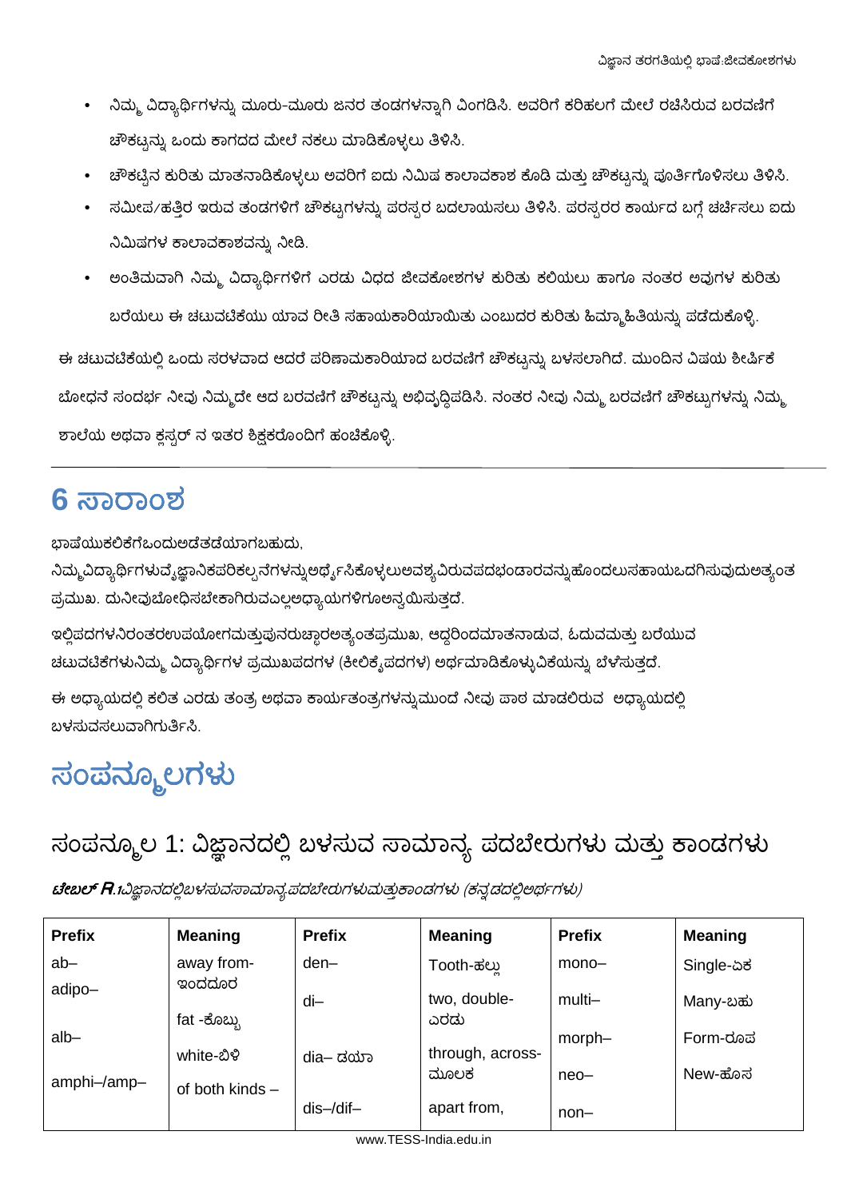- ನಿಮ್ಮ ವಿದ್ಯಾರ್ಥಿಗಳನ್ನು ಮೂರು-ಮೂರು ಜನರ ತಂಡಗಳನ್ನಾಗಿ ವಿಂಗಡಿಸಿ. ಅವರಿಗೆ ಕರಿಹಲಗೆ ಮೇಲೆ ರಚಿಸಿರುವ ಬರವಣಿಗೆ ಚೌಕಟ್ಟನ್ನು ಒಂದು ಕಾಗದದ ಮೇಲೆ ನಕಲು ಮಾಡಿಕೊಳ್ಳಲು ತಿಳಿಸಿ.
- ಚೌಕಟ್ಟಿನ ಕುರಿತು ಮಾತನಾಡಿಕೊಳ್ಳಲು ಅವರಿಗೆ ಐದು ನಿಮಿಷ ಕಾಲಾವಕಾಶ ಕೊಡಿ ಮತ್ತು ಚೌಕಟ್ಟನ್ನು ಪೂರ್ತಿಗೊಳಿಸಲು ತಿಳಿಸಿ.
- ಸಮೀಪ/ಹತ್ತಿರ ಇರುವ ತಂಡಗಳಿಗೆ ಚೌಕಟ್ಟಗಳನ್ನು ಪರಸ್ಪರ ಬದಲಾಯಿಸಲು ತಿಳಿಸಿ. ಪರಸ್ಪರರ ಕಾರ್ಯದ ಬಗ್ಗೆ ಚರ್ಚಿಸಲು ಐದು ನಿಮಿಷಗಳ ಕಾಲಾವಕಾಶವನ್ನು ನೀಡಿ.
- ಅಂತಿಮವಾಗಿ ನಿಮ್ಮ ವಿದ್ಯಾರ್ಥಿಗಳಿಗೆ ಎರಡು ವಿಧದ ಜೀವಕೋಶಗಳ ಕುರಿತು ಕಲಿಯಲು ಹಾಗೂ ನಂತರ ಅವುಗಳ ಕುರಿತು ಬರೆಯಲು ಈ ಚಟುವಟಿಕೆಯು ಯಾವ ರೀತಿ ಸಹಾಯಕಾರಿಯಾಯಿತು ಎಂಬುದರ ಕುರಿತು ಹಿಮ್ಮಾಹಿತಿಯನ್ನು ಪಡೆದುಕೊಳ್ಳಿ.

ಈ ಚಟುವಟಿಕೆಯಲ್ಲಿ ಒಂದು ಸರಳವಾದ ಆದರೆ ಪರಿಣಾಮಕಾರಿಯಾದ ಬರವಣಿಗೆ ಚೌಕಟ್ಟನ್ನು ಬಳಸಲಾಗಿದೆ. ಮುಂದಿನ ವಿಷಯ ಶೀರ್ಷಿಕೆ ಬೋಧನೆ ಸಂದರ್ಭ ನೀವು ನಿಮ್ಮದೇ ಆದ ಬರವಣಿಗೆ ಚೌಕಟ್ಟನ್ನು ಅಭಿವೃದ್ಧಿಪಡಿಸಿ. ನಂತರ ನೀವು ನಿಮ್ಮ ಬರವಣಿಗೆ ಚೌಕಟ್ಟುಗಳನ್ನು ನಿಮ್ಮ ಶಾಲೆಯ ಅಥವಾ ಕ್ಲಸ್ಟರ್ ನ ಇತರ ಶಿಕ್ಷಕರೊಂದಿಗೆ ಹಂಚಿಕೊಳ್ಳಿ.

# 6 ಸಾರಾಂಶ

ಭಾಷೆಯುಕಲಿಕೆಗೆಒಂದುಅಡೆತಡೆಯಾಗಬಹುದು, ನಿಮ್ಮವಿದ್ಯಾರ್ಥಿಗಳುವೈಜ್ಞಾನಿಕಪರಿಕಲ್ಪನೆಗಳನ್ನುಅರ್ಥೈಸಿಕೊಳ್ಳಲುಅವಶ್ಯವಿರುವಪದಭಂಡಾರವನ್ನುಹೊಂದಲುಸಹಾಯಒದಗಿಸುವುದುಅತ್ಯಂತ ಪ್ರಮುಖ. ದುನೀವುಬೋಧಿಸಬೇಕಾಗಿರುವಎಲ್ಲಅಧ್ಯಾಯಗಳಿಗೂಅನ್ವಯಿಸುತ್ತದೆ.

ಇಲ್ಲಿಪದಗಳನಿರಂತರಉಪಯೋಗಮತ್ತುಪುನರುಚ್ಚಾರಅತ್ಯಂತಪ್ರಮುಖ, ಆದ್ದರಿಂದಮಾತನಾಡುವ, ಓದುವಮತ್ತು ಬರೆಯುವ ಚಟುವಟಿಕೆಗಳುನಿಮ್ಮ ವಿದ್ಯಾರ್ಥಿಗಳ ಪ್ರಮುಖಪದಗಳ (ಕೀಲಿಕೈಪದಗಳ) ಅರ್ಥಮಾಡಿಕೊಳ್ಳುವಿಕೆಯನ್ನು ಬೆಳೆಸುತ್ತದೆ.

ಈ ಅಧ್ಯಾಯದಲ್ಲಿ ಕಲಿತ ಎರಡು ತಂತ್ರ ಅಥವಾ ಕಾರ್ಯತಂತ್ರಗಳನ್ನುಮುಂದೆ ನೀವು ಪಾಠ ಮಾಡಲಿರುವ ಅಧ್ಯಾಯದಲ್ಲಿ ಬಳಸುವಸಲುವಾಗಿಗುರ್ತಿಸಿ.

# ಸಂಪನ್ಮೂಲಗಳು

## ಸಂಪನ್ಮೂಲ 1: ವಿಜ್ಞಾನದಲ್ಲಿ ಬಳಸುವ ಸಾಮಾನ್ಯ ಪದಬೇರುಗಳು ಮತ್ತು ಕಾಂಡಗಳು

***ಟೇಬಲ್ R.1**ವಿಜ್ಞಾನದಲ್ಲಿಬಳಸುವಸಾಮಾನ್ಯಪದಬೇರುಗಳುಮತ್ತುಕಾಂಡಗಳು (ಕನ್ನಡದಲ್ಲಿಅರ್ಥಗಳು)*

| Prefix | Meaning | Prefix | Meaning | Prefix | Meaning |
|---|---|---|---|---|---|
| ab– | away from-ಇಂದದೂರ | den– | Tooth-ಹಲ್ಲು | mono– | Single-ಏಕ |
| adipo– | fat -ಕೊಬ್ಬು | di– | two, double-ಎರಡು | multi– | Many-ಬಹು |
| alb– | white-ಬಿಳಿ | dia– ಡಯಾ | through, across-ಮೂಲಕ | morph– | Form-ರೂಪ |
| amphi–/amp– | of both kinds – | dis–/dif– | apart from, | neo– | New-ಹೊಸ |
| | | | | non– | |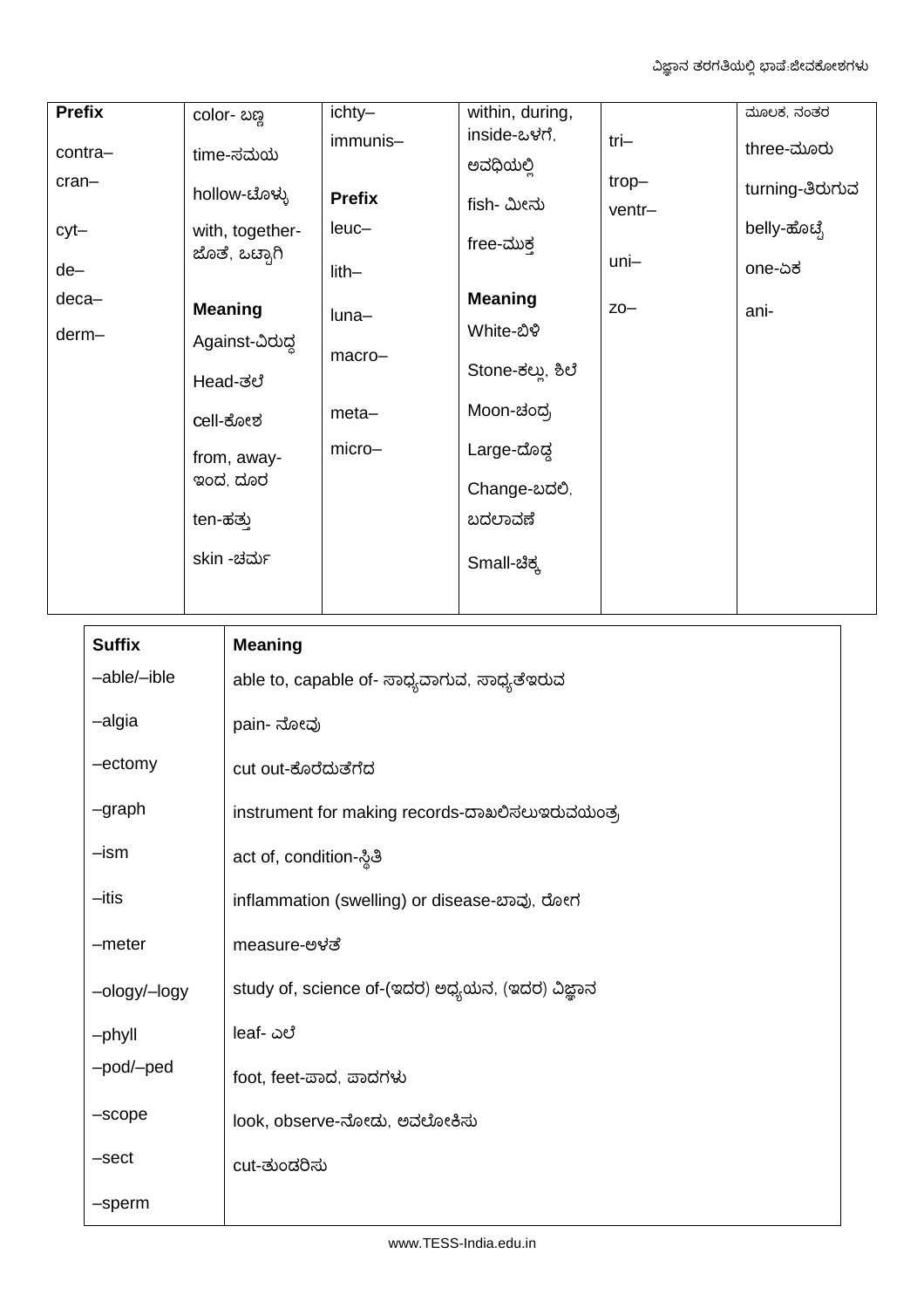| **Prefix** | color- ಬಣ್ಣ | ichty– | within, during, inside-ಒಳಗೆ, ಅವಧಿಯಲ್ಲಿ | | ಮೂಲಕ, ನಂತರ |
|---|---|---|---|---|---|
| contra–<br>cran–<br>cyt–<br>de–<br>deca–<br>derm– | time-ಸಮಯ<br>hollow-ಟೊಳ್ಳು<br>with, together- ಜೊತೆ, ಒಟ್ಟಾಗಿ<br>**Meaning**<br>Against-ವಿರುದ್ಧ<br>Head-ತಲೆ<br>cell-ಕೋಶ<br>from, away- ಇಂದ, ದೂರ<br>ten-ಹತ್ತು<br>skin -ಚರ್ಮ | immunis–<br>**Prefix**<br>leuc–<br>lith–<br>luna–<br>macro–<br>meta–<br>micro– | fish- ಮೀನು<br>free-ಮುಕ್ತ<br>**Meaning**<br>White-ಬಿಳಿ<br>Stone-ಕಲ್ಲು, ಶಿಲೆ<br>Moon-ಚಂದ್ರ<br>Large-ದೊಡ್ಡ<br>Change-ಬದಲಿ, ಬದಲಾವಣೆ<br>Small-ಚಿಕ್ಕ | tri–<br>trop–<br>ventr–<br>uni–<br>zo– | three-ಮೂರು<br>turning-ತಿರುಗುವ<br>belly-ಹೊಟ್ಟೆ<br>one-ಏಕ<br>ani- |

| **Suffix** | **Meaning** |
|---|---|
| –able/–ible | able to, capable of- ಸಾಧ್ಯವಾಗುವ, ಸಾಧ್ಯತೆಇರುವ |
| –algia | pain- ನೋವು |
| –ectomy | cut out-ಕೊರೆದುತೆಗೆದ |
| –graph | instrument for making records-ದಾಖಲಿಸಲುಇರುವಯಂತ್ರ |
| –ism | act of, condition-ಸ್ಥಿತಿ |
| –itis | inflammation (swelling) or disease-ಬಾವು, ರೋಗ |
| –meter | measure-ಅಳತೆ |
| –ology/–logy | study of, science of-(ಇದರ) ಅಧ್ಯಯನ, (ಇದರ) ವಿಜ್ಞಾನ |
| –phyll | leaf- ಎಲೆ |
| –pod/–ped | foot, feet-ಪಾದ, ಪಾದಗಳು |
| –scope | look, observe-ನೋಡು, ಅವಲೋಕಿಸು |
| –sect | cut-ತುಂಡರಿಸು |
| –sperm | |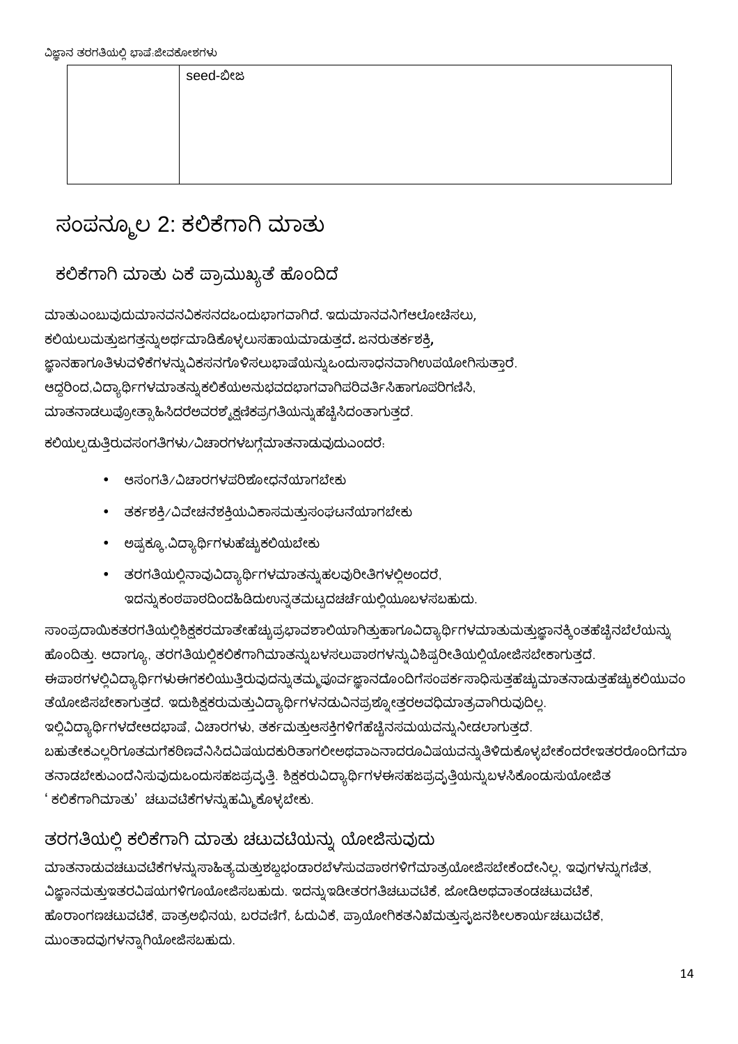| | seed-ಬೀಜ |
|---|---|

# ಸಂಪನ್ಮೂಲ 2: ಕಲಿಕೆಗಾಗಿ ಮಾತು

## ಕಲಿಕೆಗಾಗಿ ಮಾತು ಏಕೆ ಪ್ರಾಮುಖ್ಯತೆ ಹೊಂದಿದೆ

ಮಾತುಎಂಬುವುದುಮಾನವನವಿಕಸನದಒಂದುಭಾಗವಾಗಿದೆ. ಇದುಮಾನವನಿಗೆಆಲೋಚಿಸಲು, ಕಲಿಯಲುಮತ್ತುಜಗತ್ತನ್ನುಅರ್ಥಮಾಡಿಕೊಳ್ಳಲುಸಹಾಯಮಾಡುತ್ತದೆ. ಜನರುತರ್ಕಶಕ್ತಿ, ಜ್ಞಾನಹಾಗೂತಿಳುವಳಿಕೆಗಳನ್ನುವಿಕಸನಗೊಳಿಸಲುಭಾಷೆಯನ್ನುಒಂದುಸಾಧನವಾಗಿಉಪಯೋಗಿಸುತ್ತಾರೆ. ಆದ್ದರಿಂದ,ವಿದ್ಯಾರ್ಥಿಗಳಮಾತನ್ನುಕಲಿಕೆಯಅನುಭವದಭಾಗವಾಗಿಪರಿವರ್ತಿಸಿಹಾಗೂಪರಿಗಣಿಸಿ, ಮಾತನಾಡಲುಪ್ರೋತ್ಸಾಹಿಸಿದರೆಅವರಶೈಕ್ಷಣಿಕಪ್ರಗತಿಯನ್ನುಹೆಚ್ಚಿಸಿದಂತಾಗುತ್ತದೆ.

ಕಲಿಯಲ್ಪಡುತ್ತಿರುವಸಂಗತಿಗಳು/ವಿಚಾರಗಳಬಗ್ಗೆಮಾತನಾಡುವುದುಎಂದರೆ:

- ಆಸಂಗತಿ/ವಿಚಾರಗಳಪರಿಶೋಧನೆಯಾಗಬೇಕು
- ತರ್ಕಶಕ್ತಿ/ವಿವೇಚನೆಶಕ್ತಿಯವಿಕಾಸಮತ್ತುಸಂಘಟನೆಯಾಗಬೇಕು
- ಅಷ್ಟಕ್ಕೂ,ವಿದ್ಯಾರ್ಥಿಗಳುಹೆಚ್ಚುಕಲಿಯಬೇಕು
- ತರಗತಿಯಲ್ಲಿನಾವುವಿದ್ಯಾರ್ಥಿಗಳಮಾತನ್ನುಹಲವುರೀತಿಗಳಲ್ಲಿಅಂದರೆ, ಇದನ್ನುಕಂಠಪಾಠದಿಂದಹಿಡಿದುಉನ್ನತಮಟ್ಟದಚರ್ಚೆಯಲ್ಲಿಯೂಬಳಸಬಹುದು.

ಸಾಂಪ್ರದಾಯಿಕತರಗತಿಯಲ್ಲಿಶಿಕ್ಷಕರಮಾತೇಹೆಚ್ಚುಪ್ರಭಾವಶಾಲಿಯಾಗಿತ್ತುಹಾಗೂವಿದ್ಯಾರ್ಥಿಗಳಮಾತುಮತ್ತುಜ್ಞಾನಕ್ಕಿಂತಹೆಚ್ಚಿನಬೆಲೆಯನ್ನು ಹೊಂದಿತ್ತು. ಆದಾಗ್ಯೂ, ತರಗತಿಯಲ್ಲಿಕಲಿಕೆಗಾಗಿಮಾತನ್ನುಬಳಸಲುಪಾಠಗಳನ್ನುವಿಶಿಷ್ಟರೀತಿಯಲ್ಲಿಯೋಜಿಸಬೇಕಾಗುತ್ತದೆ. ಈಪಾಠಗಳಲ್ಲಿವಿದ್ಯಾರ್ಥಿಗಳುಈಗಕಲಿಯುತ್ತಿರುವುದನ್ನುತಮ್ಮಪೂರ್ವಜ್ಞಾನದೊಂದಿಗೆಸಂಪರ್ಕಸಾಧಿಸುತ್ತಹೆಚ್ಚುಮಾತನಾಡುತ್ತಹೆಚ್ಚುಕಲಿಯುವಂತೆಯೋಜಿಸಬೇಕಾಗುತ್ತದೆ. ಇದುಶಿಕ್ಷಕರುಮತ್ತುವಿದ್ಯಾರ್ಥಿಗಳನಡುವಿನಪ್ರಶ್ನೋತ್ತರಅವಧಿಮಾತ್ರವಾಗಿರುವುದಿಲ್ಲ. ಇಲ್ಲಿವಿದ್ಯಾರ್ಥಿಗಳದೇಆದಭಾಷೆ, ವಿಚಾರಗಳು, ತರ್ಕಮತ್ತುಆಸಕ್ತಿಗಳಿಗೆಹೆಚ್ಚಿನಸಮಯವನ್ನುನೀಡಲಾಗುತ್ತದೆ. ಬಹುತೇಕಎಲ್ಲರಿಗೂತಮಗೆಕಠಿಣವೆನಿಸಿದವಿಷಯದಕುರಿತಾಗಲೀಅಥವಾಏನಾದರೂವಿಷಯವನ್ನುತಿಳಿದುಕೊಳ್ಳಬೇಕೆಂದರೇಇತರರೊಂದಿಗೆಮಾತನಾಡಬೇಕುಎಂದೆನಿಸುವುದುಒಂದುಸಹಜಪ್ರವೃತ್ತಿ. ಶಿಕ್ಷಕರುವಿದ್ಯಾರ್ಥಿಗಳಈಸಹಜಪ್ರವೃತ್ತಿಯನ್ನುಬಳಸಿಕೊಂಡುಸುಯೋಜಿತ 'ಕಲಿಕೆಗಾಗಿಮಾತು' ಚಟುವಟಿಕೆಗಳನ್ನುಹಮ್ಮಿಕೊಳ್ಳಬೇಕು.

## ತರಗತಿಯಲ್ಲಿ ಕಲಿಕೆಗಾಗಿ ಮಾತು ಚಟುವಟಿಯನ್ನು ಯೋಜಿಸುವುದು

ಮಾತನಾಡುವಚಟುವಟಿಕೆಗಳನ್ನುಸಾಹಿತ್ಯಮತ್ತುಶಬ್ದಭಂಡಾರಬೆಳೆಸುವಪಾಠಗಳಿಗೆಮಾತ್ರಯೋಜಿಸಬೇಕೆಂದೇನಿಲ್ಲ, ಇವುಗಳನ್ನುಗಣಿತ, ವಿಜ್ಞಾನಮತ್ತುಇತರವಿಷಯಗಳಿಗೂಯೋಜಿಸಬಹುದು. ಇದನ್ನುಇಡೀತರಗತಿಚಟುವಟಿಕೆ, ಜೋಡಿಅಥವಾತಂಡಚಟುವಟಿಕೆ, ಹೊರಾಂಗಣಚಟುವಟಿಕೆ, ಪಾತ್ರಅಭಿನಯ, ಬರವಣಿಗೆ, ಓದುವಿಕೆ, ಪ್ರಾಯೋಗಿಕತನಿಖೆಮತ್ತುಸೃಜನಶೀಲಕಾರ್ಯಚಟುವಟಿಕೆ, ಮುಂತಾದವುಗಳನ್ನಾಗಿಯೋಜಿಸಬಹುದು.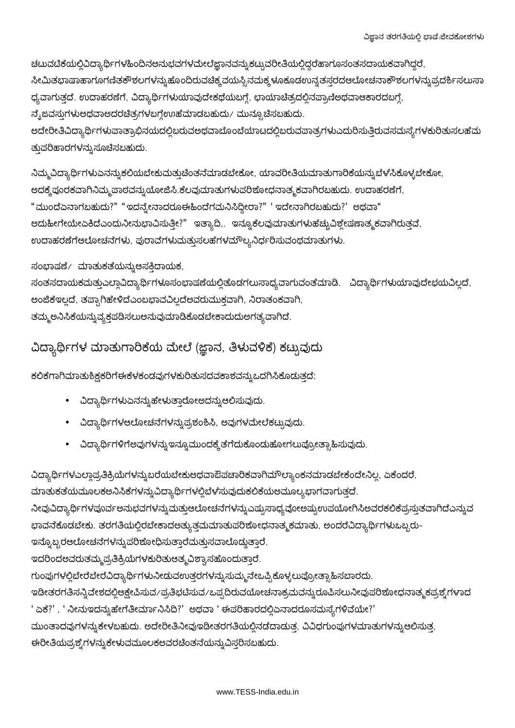ಚಟುವಟಿಕೆಯಲ್ಲಿವಿದ್ಯಾರ್ಥಿಗಳಹಿಂದಿನಅನುಭವಗಳಮೇಲೆಜ್ಞಾನವನ್ನುಕಟ್ಟುವರೀತಿಯಲ್ಲಿದ್ದರೆಹಾಗೂಸಂತಸದಾಯಕವಾಗಿದ್ದರೆ, ಸೀಮಿತಭಾಷಾಹಾಗೂಗಣಿತಕೌಶಲಗಳನ್ನುಹೊಂದಿರುವಚಿಕ್ಕವಯಸ್ಸಿನಮಕ್ಕಳೂಕೂಡಉನ್ನತಸ್ತರದಆಲೋಚನಾಕೌಶಲಗಳನ್ನುಪ್ರದರ್ಶಿಸಲುಸಾಧ್ಯವಾಗುತ್ತದೆ. ಉದಾಹರಣೆಗೆ, ವಿದ್ಯಾರ್ಥಿಗಳುಯಾವುದೇಕಥೆಯಬಗ್ಗೆ, ಛಾಯಾಚಿತ್ರದಲ್ಲಿನಪ್ರಾಣಿಅಥವಾಆಕಾರದಬಗ್ಗೆ, ನೈಜವಸ್ತುಗಳುಅಥವಾಅದರಚಿತ್ರಗಳಬಗ್ಗೆಊಹೆಮಾಡಬಹುದು/ ಮುನ್ಸೂಚಿಸಬಹುದು. ಅದೇರೀತಿವಿದ್ಯಾರ್ಥಿಗಳುಪಾತ್ರಾಭಿನಯದಲ್ಲಿಬರುವಅಥವಾಬೊಂಬೆಯಾಟದಲ್ಲಿಬರುವಪಾತ್ರಗಳುಎದುರಿಸುತ್ತಿರುವಸಮಸ್ಯೆಗಳಕುರಿತುಸಲಹೆಮತ್ತುಪರಿಹಾರಗಳನ್ನುಸೂಚಿಸಬಹುದು.

ನಿಮ್ಮವಿದ್ಯಾರ್ಥಿಗಳುಏನನ್ನುಕಲಿಯಬೇಕುಮತ್ತುಚಿಂತನೆಮಾಡಬೇಕೋ, ಯಾವರೀತಿಯಮಾತುಗಾರಿಕೆಯನ್ನುಬೆಳೆಸಿಕೊಳ್ಳಬೇಕೋ, ಅದಕ್ಕೆಪೂರಕವಾಗಿನಿಮ್ಮಪಾಠವನ್ನುಯೋಜಿಸಿ.ಕೆಲವುಮಾತುಗಳುಪರಿಶೋಧನಾತ್ಮಕವಾಗಿರಬಹುದು. ಉದಾಹರಣೆಗೆ, "ಮುಂದೆಏನಾಗಬಹುದು?" "ಇದನ್ನೇನಾದರೂಈಹಿಂದೆಗಮನಿಸಿದ್ದೀರಾ?" ' ಇದೇನಾಗಿರಬಹುದು?' ಅಥವಾ" ಅದುಹೀಗೇಯೇಏಕಿದೆಎಂದುನೀನುಭಾವಿಸುತ್ತೀ?" ಇತ್ಯಾದಿ,. ಇನ್ನೂಕೆಲವುಮಾತುಗಳುಹೆಚ್ಚುವಿಶ್ಲೇಷಣಾತ್ಮಕವಾಗಿರುತ್ತವೆ, ಉದಾಹರಣೆಗೆಆಲೋಚನೆಗಳು, ಪುರಾವೆಗಳುಮತ್ತುಸಲಹೆಗಳಮೌಲ್ಯನಿರ್ಧರಿಸುವಂಥಮಾತುಗಳು.

ಸಂಭಾಷಣೆ/ ಮಾತುಕತೆಯನ್ನುಆಸಕ್ತಿದಾಯಕ, ಸಂತಸದಾಯಕಮತ್ತುಎಲ್ಲಾವಿದ್ಯಾರ್ಥಿಗಳೂಸಂಭಾಷಣೆಯಲ್ಲಿತೊಡಗಲುಸಾಧ್ಯವಾಗುವಂತೆಮಾಡಿ. ವಿದ್ಯಾರ್ಥಿಗಳುಯಾವುದೇಭಯವಿಲ್ಲದೆ, ಅಂಜಿಕೆಇಲ್ಲದೆ, ತಪ್ಪಾಗಿಹೇಳಿದೆಎಂಬಭಾವವಿಲ್ಲದೆಅವರುಮುಕ್ತವಾಗಿ, ನಿರಾತಂಕವಾಗಿ, ತಮ್ಮಅನಿಸಿಕೆಯನ್ನುವ್ಯಕ್ತಪಡಿಸಲುಅನುವುಮಾಡಿಕೊಡಬೇಕಾದುದುಅಗತ್ಯವಾಗಿದೆ.

## ವಿದ್ಯಾರ್ಥಿಗಳ ಮಾತುಗಾರಿಕೆಯ ಮೇಲೆ (ಜ್ಞಾನ, ತಿಳುವಳಿಕೆ) ಕಟ್ಟುವುದು

ಕಲಿಕೆಗಾಗಿಮಾತುಶಿಕ್ಷಕರಿಗೆಈಕೆಳಕಂಡವುಗಳಕುರಿತುಸದವಕಾಶವನ್ನುಒದಗಿಸಿಕೊಡುತ್ತದೆ:

- ವಿದ್ಯಾರ್ಥಿಗಳುಏನನ್ನುಹೇಳುತ್ತಾರೋಅದನ್ನುಆಲಿಸುವುದು.
- ವಿದ್ಯಾರ್ಥಿಗಳಆಲೋಚನೆಗಳನ್ನುಪ್ರಶಂಶಿಸಿ, ಅವುಗಳಮೇಲೆಕಟ್ಟುವುದು.
- ವಿದ್ಯಾರ್ಥಿಗಳಿಗೆಅವುಗಳನ್ನುಇನ್ನೂಮುಂದಕ್ಕೆತೆಗೆದುಕೊಂಡುಹೋಗಲುಪ್ರೋತ್ಸಾಹಿಸುವುದು.

ವಿದ್ಯಾರ್ಥಿಗಳಎಲ್ಲಾಪ್ರತಿಕ್ರಿಯೆಗಳನ್ನುಬರೆಯಬೇಕುಅಥವಾಔಪಚಾರಿಕವಾಗಿಮೌಲ್ಯಾಂಕನಮಾಡಬೇಕೆಂದೇನಿಲ್ಲ, ಏಕೆಂದರೆ, ಮಾತುಕತೆಯಮೂಲಕಅನಿಸಿಕೆಗಳನ್ನುವಿದ್ಯಾರ್ಥಿಗಳಲ್ಲಿಬೆಳೆಸುವುದುಕಲಿಕೆಯಅಮೂಲ್ಯಭಾಗವಾಗುತ್ತದೆ. ನೀವುವಿದ್ಯಾರ್ಥಿಗಳಪೂರ್ವಅನುಭವಗಳನ್ನುಮತ್ತುಆಲೋಚನೆಗಳನ್ನುಎಷ್ಟುಸಾಧ್ಯವೋಅಷ್ಟುಉಪಯೋಗಿಸಿಅವರಕಲಿಕೆಪ್ರಸ್ತುತವಾಗಿದೆಎನ್ನುವಭಾವನೆಕೊಡಬೇಕು. ತರಗತಿಯಲ್ಲಿರಬೇಕಾದಅತ್ಯುತ್ತಮಮಾತುಪರಿಶೋಧನಾತ್ಮಕಮಾತು, ಅಂದರೆವಿದ್ಯಾರ್ಥಿಗಳುಒಬ್ಬರು-ಇನ್ನೊಬ್ಬರಆಲೋಚನೆಗಳನ್ನುಪರಿಶೋಧಿಸುತ್ತಾರೆಮತ್ತುಸವಾಲೊಡ್ಡುತ್ತಾರೆ. ಇದರಿಂದಅವರುತಮ್ಮಪ್ರತಿಕ್ರಿಯೆಗಳಕುರಿತುಆತ್ಮವಿಶ್ವಾಸಹೊಂದುತ್ತಾರೆ. ಗುಂಪುಗಳಲ್ಲಿಬೇರೆಬೇರೆವಿದ್ಯಾರ್ಥಿಗಳುನೀಡುವಉತ್ತರಗಳನ್ನುಸುಮ್ಮನೇಒಪ್ಪಿಕೊಳ್ಳಲುಪ್ರೋತ್ಸಾಹಿಸಬಾರದು. ಇಡೀತರಗತಿಸನ್ನಿವೇಶದಲ್ಲಿಆಕ್ಷೇಪಿಸುವ/ಪ್ರತಿಭಟಿಸುವ/ಒಪ್ಪದಿರುವಯೋಚನಾಕ್ರಮವನ್ನುರೂಪಿಸಲುನೀವುಪರಿಶೋಧನಾತ್ಮಕಪ್ರಶ್ನೆಗಳಾದ ' ಏಕೆ?' , ' ನೀನುಇದನ್ನುಹೇಗೆತೀರ್ಮಾನಿಸಿದಿ?' ಅಥವಾ ' ಈಪರಿಹಾರದಲ್ಲಿಏನಾದರೂಸಮಸ್ಯೆಗಳಿವೆಯೇ?' ಮುಂತಾದವುಗಳನ್ನುಕೇಳಬಹುದು. ಅದೇರೀತಿನೀವುಇಡೀತರಗತಿಯಲ್ಲಿನಡೆದಾಡುತ್ತ, ವಿವಿಧಗುಂಪುಗಳಮಾತುಗಳನ್ನುಆಲಿಸುತ್ತ, ಈರೀತಿಯಪ್ರಶ್ನೆಗಳನ್ನುಕೇಳುವಮೂಲಕಅವರಚಿಂತನೆಯನ್ನುವಿಸ್ತರಿಸಬಹುದು.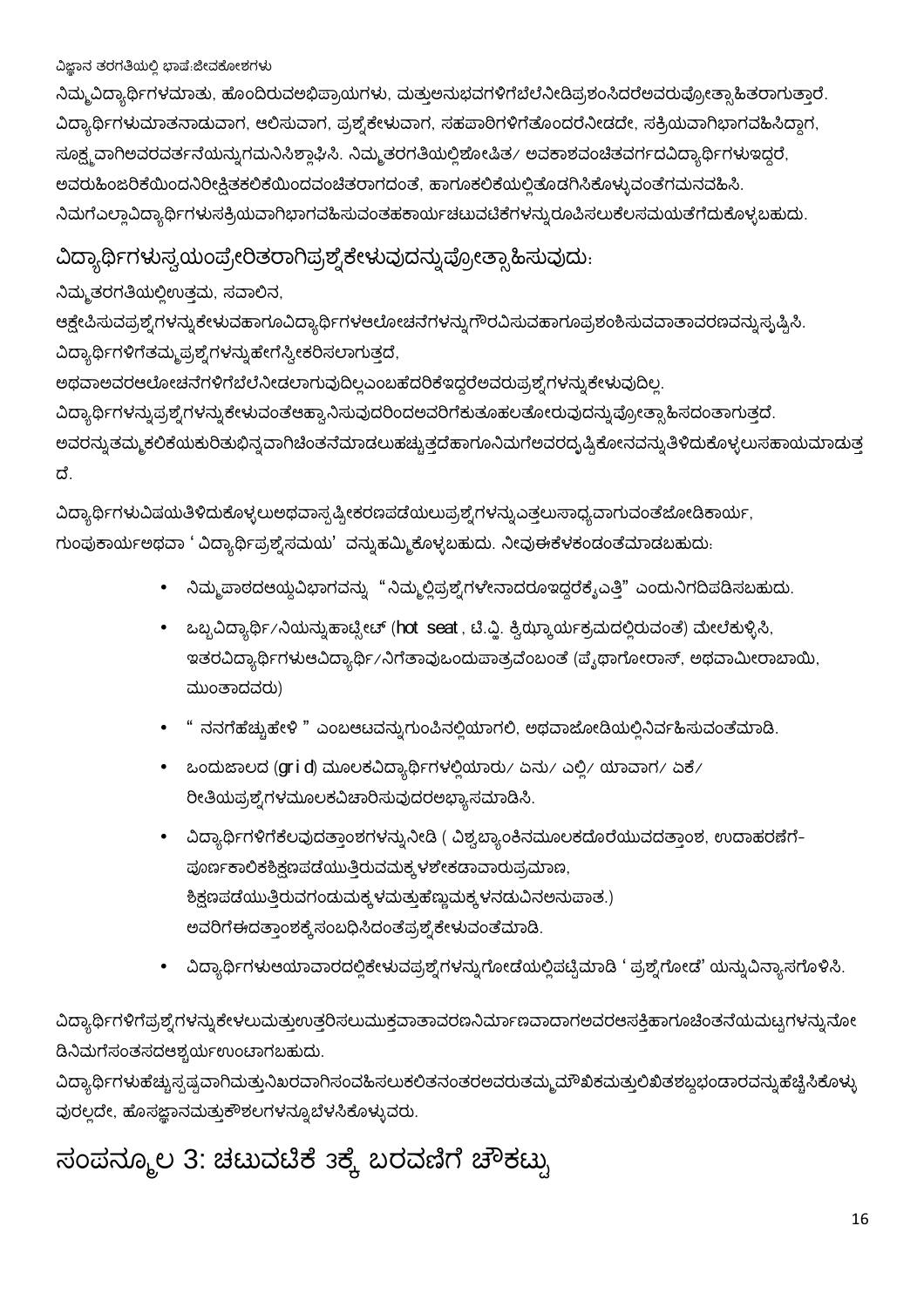ನಿಮ್ಮವಿದ್ಯಾರ್ಥಿಗಳಮಾತು, ಹೊಂದಿರುವಅಭಿಪ್ರಾಯಗಳು, ಮತ್ತುಅನುಭವಗಳಿಗೆಬೆಲೆನೀಡಿಪ್ರಶಂಸಿದರೆಅವರುಪ್ರೋತ್ಸಾಹಿತರಾಗುತ್ತಾರೆ. ವಿದ್ಯಾರ್ಥಿಗಳುಮಾತನಾಡುವಾಗ, ಆಲಿಸುವಾಗ, ಪ್ರಶ್ನೆಕೇಳುವಾಗ, ಸಹಪಾಠಿಗಳಿಗೆತೊಂದರೆನೀಡದೇ, ಸಕ್ರಿಯವಾಗಿಭಾಗವಹಿಸಿದ್ದಾಗ, ಸೂಕ್ಷ್ಮವಾಗಿಅವರವರ್ತನೆಯನ್ನುಗಮನಿಸಿಶ್ಲಾಘಿಸಿ. ನಿಮ್ಮತರಗತಿಯಲ್ಲಿಶೋಷಿತ/ ಅವಕಾಶವಂಚಿತವರ್ಗದವಿದ್ಯಾರ್ಥಿಗಳುಇದ್ದರೆ, ಅವರುಹಿಂಜರಿಕೆಯಿಂದನಿರೀಕ್ಷಿತಕಲಿಕೆಯಿಂದವಂಚಿತರಾಗದಂತೆ, ಹಾಗೂಕಲಿಕೆಯಲ್ಲಿತೊಡಗಿಸಿಕೊಳ್ಳುವಂತೆಗಮನವಹಿಸಿ. ನಿಮಗೆಎಲ್ಲಾವಿದ್ಯಾರ್ಥಿಗಳುಸಕ್ರಿಯವಾಗಿಭಾಗವಹಿಸುವಂತಹಕಾರ್ಯಚಟುವಟಿಕೆಗಳನ್ನುರೂಪಿಸಲುಕೆಲಸಮಯತೆಗೆದುಕೊಳ್ಳಬಹುದು.

## ವಿದ್ಯಾರ್ಥಿಗಳುಸ್ವಯಂಪ್ರೇರಿತರಾಗಿಪ್ರಶ್ನೆಕೇಳುವುದನ್ನುಪ್ರೋತ್ಸಾಹಿಸುವುದು:

ನಿಮ್ಮತರಗತಿಯಲ್ಲಿಉತ್ತಮ, ಸವಾಲಿನ, ಆಕ್ಷೇಪಿಸುವಪ್ರಶ್ನೆಗಳನ್ನುಕೇಳುವಹಾಗೂವಿದ್ಯಾರ್ಥಿಗಳಆಲೋಚನೆಗಳನ್ನುಗೌರವಿಸುವಹಾಗೂಪ್ರಶಂಶಿಸುವವಾತಾವರಣವನ್ನುಸೃಷ್ಟಿಸಿ. ವಿದ್ಯಾರ್ಥಿಗಳಿಗೆತಮ್ಮಪ್ರಶ್ನೆಗಳನ್ನುಹೇಗೆಸ್ವೀಕರಿಸಲಾಗುತ್ತದೆ, ಅಥವಾಅವರಆಲೋಚನೆಗಳಿಗೆಬೆಲೆನೀಡಲಾಗುವುದಿಲ್ಲಎಂಬಹೆದರಿಕೆಇದ್ದರೆಅವರುಪ್ರಶ್ನೆಗಳನ್ನುಕೇಳುವುದಿಲ್ಲ. ವಿದ್ಯಾರ್ಥಿಗಳನ್ನುಪ್ರಶ್ನೆಗಳನ್ನುಕೇಳುವಂತೆಆಹ್ವಾನಿಸುವುದರಿಂದಅವರಿಗೆಕುತೂಹಲತೋರುವುದನ್ನುಪ್ರೋತ್ಸಾಹಿಸದಂತಾಗುತ್ತದೆ. ಅವರನ್ನುತಮ್ಮಕಲಿಕೆಯಕುರಿತುಭಿನ್ನವಾಗಿಚಿಂತನೆಮಾಡಲುಹಚ್ಚುತ್ತದೆಹಾಗೂನಿಮಗೆಅವರದೃಷ್ಟಿಕೋನವನ್ನುತಿಳಿದುಕೊಳ್ಳಲುಸಹಾಯಮಾಡುತ್ತದೆ.

ವಿದ್ಯಾರ್ಥಿಗಳುವಿಷಯತಿಳಿದುಕೊಳ್ಳಲುಅಥವಾಸ್ಪಷ್ಟೀಕರಣಪಡೆಯಲುಪ್ರಶ್ನೆಗಳನ್ನುಎತ್ತಲುಸಾಧ್ಯವಾಗುವಂತೆಜೋಡಿಕಾರ್ಯ, ಗುಂಪುಕಾರ್ಯಅಥವಾ ' ವಿದ್ಯಾರ್ಥಿಪ್ರಶ್ನೆಸಮಯ' ವನ್ನುಹಮ್ಮಿಕೊಳ್ಳಬಹುದು. ನೀವುಈಕೆಳಕಂಡಂತೆಮಾಡಬಹುದು:

- ನಿಮ್ಮಪಾಠದಆಯ್ದವಿಭಾಗವನ್ನು "ನಿಮ್ಮಲ್ಲಿಪ್ರಶ್ನೆಗಳೇನಾದರೂಇದ್ದರೆಕೈಎತ್ತಿ" ಎಂದುನಿಗದಿಪಡಿಸಬಹುದು.
- ಒಬ್ಬವಿದ್ಯಾರ್ಥಿ/ನಿಯನ್ನುಹಾಟ್ಸೀಟ್ (hot seat, ಟಿ.ವ್ಹಿ. ಕ್ವಿಝ್ಕಾರ್ಯಕ್ರಮದಲ್ಲಿರುವಂತೆ) ಮೇಲೆಕುಳ್ಳಿಸಿ, ಇತರವಿದ್ಯಾರ್ಥಿಗಳುಆವಿದ್ಯಾರ್ಥಿ/ನಿಗೆತಾವುಒಂದುಪಾತ್ರವೆಂಬಂತೆ (ಪೈಥಾಗೋರಾಸ್, ಅಥವಾಮೀರಾಬಾಯಿ, ಮುಂತಾದವರು)
- " ನನಗೆಹೆಚ್ಚುಹೇಳಿ " ಎಂಬಆಟವನ್ನುಗುಂಪಿನಲ್ಲಿಯಾಗಲಿ, ಅಥವಾಜೋಡಿಯಲ್ಲಿನಿರ್ವಹಿಸುವಂತೆಮಾಡಿ.
- ಒಂದುಜಾಲದ (grid) ಮೂಲಕವಿದ್ಯಾರ್ಥಿಗಳಲ್ಲಿಯಾರು/ ಏನು/ ಎಲ್ಲಿ/ ಯಾವಾಗ/ ಏಕೆ/ ರೀತಿಯಪ್ರಶ್ನೆಗಳಮೂಲಕವಿಚಾರಿಸುವುದರಅಭ್ಯಾಸಮಾಡಿಸಿ.
- ವಿದ್ಯಾರ್ಥಿಗಳಿಗೆಕೆಲವುದತ್ತಾಂಶಗಳನ್ನುನೀಡಿ ( ವಿಶ್ವಬ್ಯಾಂಕಿನಮೂಲಕದೊರೆಯುವದತ್ತಾಂಶ, ಉದಾಹರಣೆಗೆ- ಪೂರ್ಣಕಾಲಿಕಶಿಕ್ಷಣಪಡೆಯುತ್ತಿರುವಮಕ್ಕಳಶೇಕಡಾವಾರುಪ್ರಮಾಣ, ಶಿಕ್ಷಣಪಡೆಯುತ್ತಿರುವಗಂಡುಮಕ್ಕಳಮತ್ತುಹೆಣ್ಣುಮಕ್ಕಳನಡುವಿನಅನುಪಾತ.) ಅವರಿಗೆಈದತ್ತಾಂಶಕ್ಕೆಸಂಬಧಿಸಿದಂತೆಪ್ರಶ್ನೆಕೇಳುವಂತೆಮಾಡಿ.
- ವಿದ್ಯಾರ್ಥಿಗಳುಆಯಾವಾರದಲ್ಲಿಕೇಳುವಪ್ರಶ್ನೆಗಳನ್ನುಗೋಡೆಯಲ್ಲಿಪಟ್ಟಿಮಾಡಿ ' ಪ್ರಶ್ನೆಗೋಡೆ' ಯನ್ನುವಿನ್ಯಾಸಗೊಳಿಸಿ.

ವಿದ್ಯಾರ್ಥಿಗಳಿಗೆಪ್ರಶ್ನೆಗಳನ್ನುಕೇಳಲುಮತ್ತುಉತ್ತರಿಸಲುಮುಕ್ತವಾತಾವರಣನಿರ್ಮಾಣವಾದಾಗಅವರಆಸಕ್ತಿಹಾಗೂಚಿಂತನೆಯಮಟ್ಟಗಳನ್ನುನೋಡಿನಿಮಗೆಸಂತಸದಆಶ್ಚರ್ಯಉಂಟಾಗಬಹುದು. ವಿದ್ಯಾರ್ಥಿಗಳುಹೆಚ್ಚುಸ್ಪಷ್ಟವಾಗಿಮತ್ತುನಿಖರವಾಗಿಸಂವಹಿಸಲುಕಲಿತನಂತರಅವರುತಮ್ಮಮೌಖಿಕಮತ್ತುಲಿಖಿತಶಬ್ದಭಂಡಾರವನ್ನುಹೆಚ್ಚಿಸಿಕೊಳ್ಳುವುದಲ್ಲದೇ, ಹೊಸಜ್ಞಾನಮತ್ತುಕೌಶಲಗಳನ್ನೂಬೆಳೆಸಿಕೊಳ್ಳುವರು.

# ಸಂಪನ್ಮೂಲ 3: ಚಟುವಟಿಕೆ 3ಕ್ಕೆ ಬರವಣಿಗೆ ಚೌಕಟ್ಟು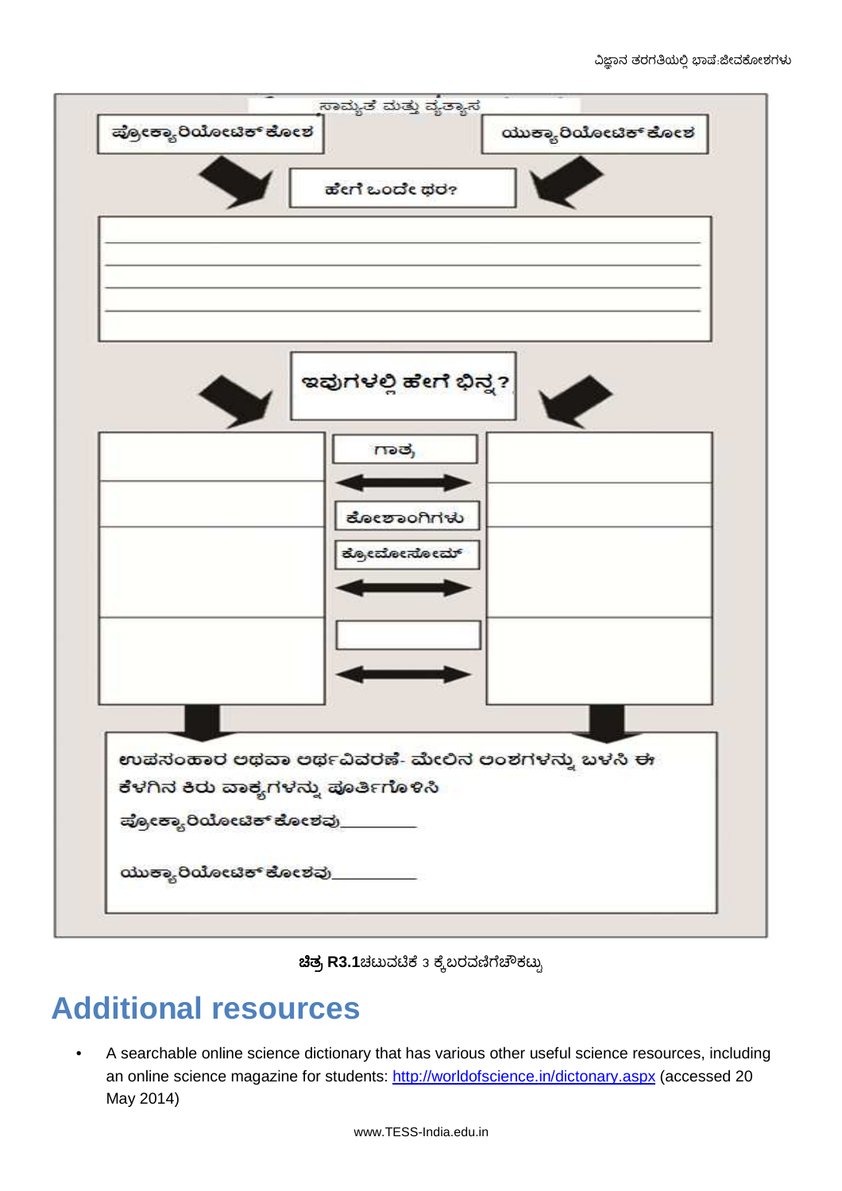ಸಾಮ್ಯತೆ ಮತ್ತು ವ್ಯತ್ಯಾಸ

| ಪ್ರೋಕ್ಯಾರಿಯೋಟಿಕ್ ಕೋಶ | | ಯುಕ್ಯಾರಿಯೋಟಿಕ್ ಕೋಶ |
|---|---|---|

**ಹೇಗೆ ಒಂದೇ ಥರ?**

____________________

____________________

____________________

____________________

**ಇವುಗಳಲ್ಲಿ ಹೇಗೆ ಭಿನ್ನ?**

| ಪ್ರೋಕ್ಯಾರಿಯೋಟಿಕ್ ಕೋಶ | | ಯುಕ್ಯಾರಿಯೋಟಿಕ್ ಕೋಶ |
|---|---|---|
| | ಗಾತ್ರ | |
| | ಕೋಶಾಂಗಗಳು | |
| | ಕ್ರೋಮೋಸೋಮ್ | |
| | | |

ಉಪಸಂಹಾರ ಅಥವಾ ಅರ್ಥವಿವರಣೆ- ಮೇಲಿನ ಅಂಶಗಳನ್ನು ಬಳಸಿ ಈ ಕೆಳಗಿನ ಕಿರು ವಾಕ್ಯಗಳನ್ನು ಪೂರ್ತಿಗೊಳಿಸಿ

ಪ್ರೋಕ್ಯಾರಿಯೋಟಿಕ್ ಕೋಶವು__________

ಯುಕ್ಯಾರಿಯೋಟಿಕ್ ಕೋಶವು__________

**ಚಿತ್ರ R3.1**ಚಟುವಟಿಕೆ 3 ಕ್ಕೆಬರವಣಿಗೆಚೌಕಟ್ಟು

# Additional resources

- A searchable online science dictionary that has various other useful science resources, including an online science magazine for students: http://worldofscience.in/dictonary.aspx (accessed 20 May 2014)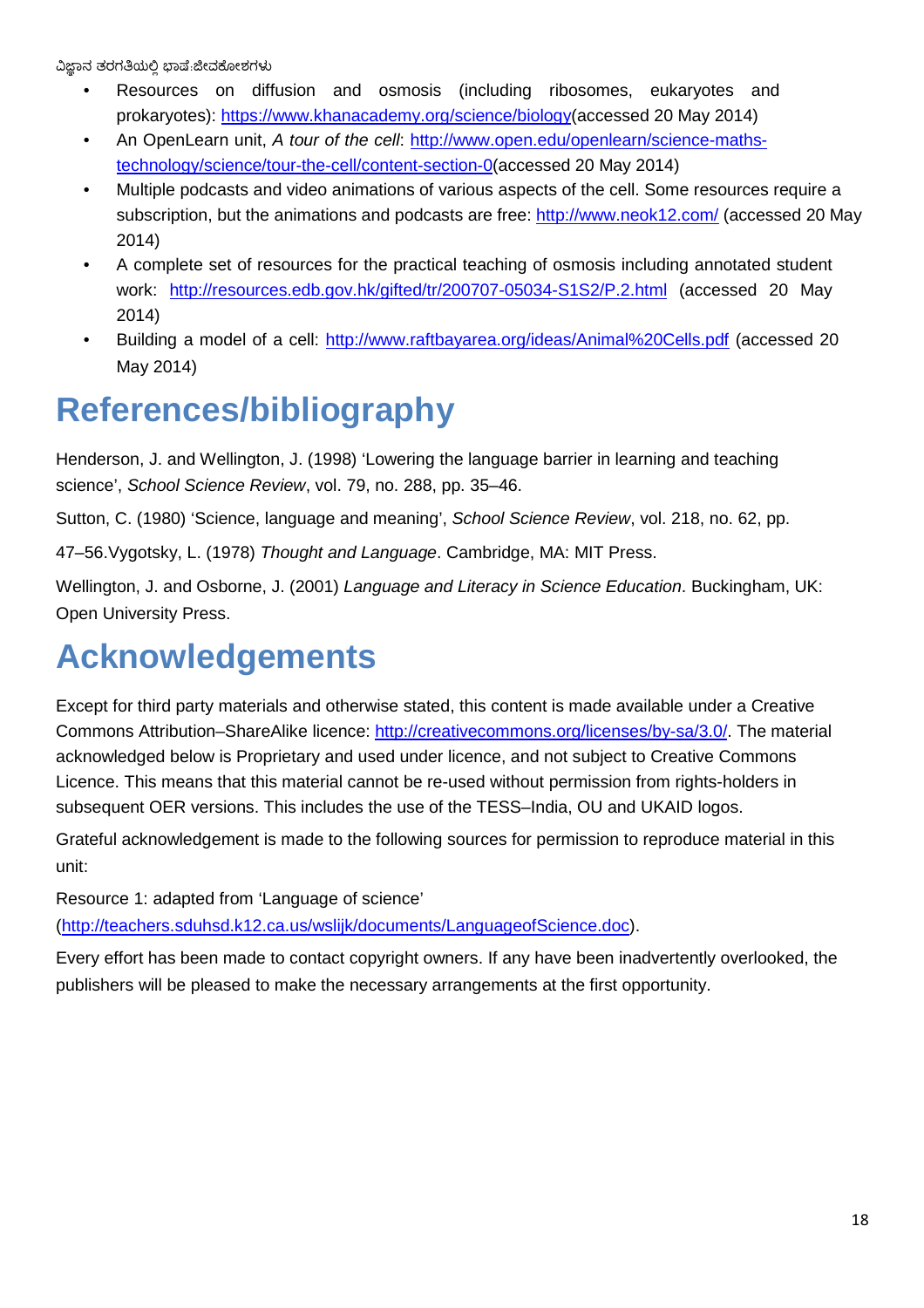- Resources on diffusion and osmosis (including ribosomes, eukaryotes and prokaryotes): https://www.khanacademy.org/science/biology(accessed 20 May 2014)
- An OpenLearn unit, *A tour of the cell*: http://www.open.edu/openlearn/science-maths-technology/science/tour-the-cell/content-section-0(accessed 20 May 2014)
- Multiple podcasts and video animations of various aspects of the cell. Some resources require a subscription, but the animations and podcasts are free: http://www.neok12.com/ (accessed 20 May 2014)
- A complete set of resources for the practical teaching of osmosis including annotated student work: http://resources.edb.gov.hk/gifted/tr/200707-05034-S1S2/P.2.html (accessed 20 May 2014)
- Building a model of a cell: http://www.raftbayarea.org/ideas/Animal%20Cells.pdf (accessed 20 May 2014)

# References/bibliography

Henderson, J. and Wellington, J. (1998) 'Lowering the language barrier in learning and teaching science', *School Science Review*, vol. 79, no. 288, pp. 35–46.

Sutton, C. (1980) 'Science, language and meaning', *School Science Review*, vol. 218, no. 62, pp. 47–56.Vygotsky, L. (1978) *Thought and Language*. Cambridge, MA: MIT Press.

Wellington, J. and Osborne, J. (2001) *Language and Literacy in Science Education*. Buckingham, UK: Open University Press.

# Acknowledgements

Except for third party materials and otherwise stated, this content is made available under a Creative Commons Attribution–ShareAlike licence: http://creativecommons.org/licenses/by-sa/3.0/. The material acknowledged below is Proprietary and used under licence, and not subject to Creative Commons Licence. This means that this material cannot be re-used without permission from rights-holders in subsequent OER versions. This includes the use of the TESS–India, OU and UKAID logos.

Grateful acknowledgement is made to the following sources for permission to reproduce material in this unit:

Resource 1: adapted from 'Language of science' (http://teachers.sduhsd.k12.ca.us/wslijk/documents/LanguageofScience.doc).

Every effort has been made to contact copyright owners. If any have been inadvertently overlooked, the publishers will be pleased to make the necessary arrangements at the first opportunity.